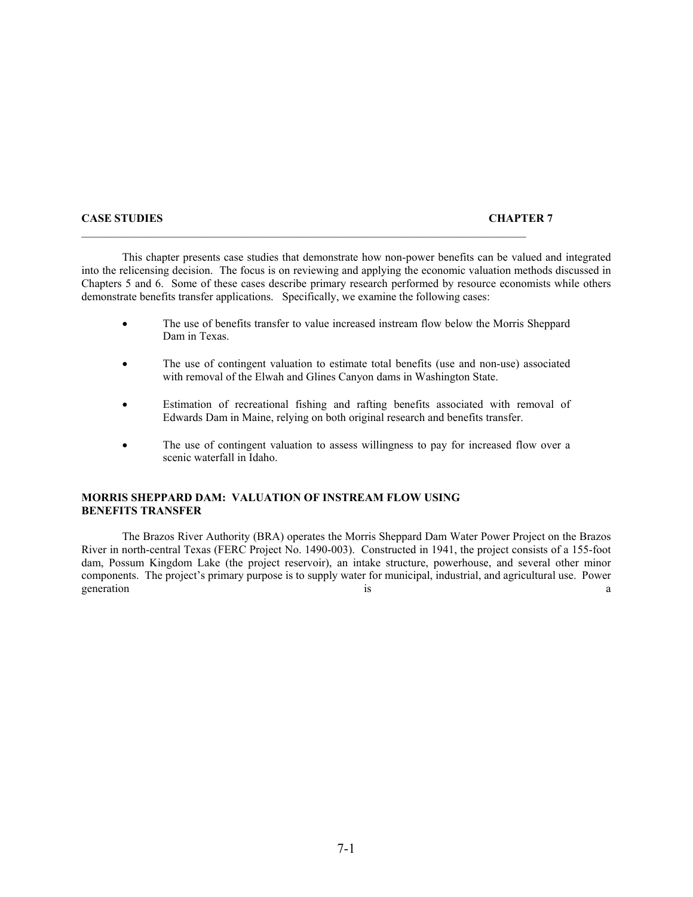**CASE STUDIES** **CHAPTER 7**

This chapter presents case studies that demonstrate how non-power benefits can be valued and integrated into the relicensing decision. The focus is on reviewing and applying the economic valuation methods discussed in Chapters 5 and 6. Some of these cases describe primary research performed by resource economists while others demonstrate benefits transfer applications. Specifically, we examine the following cases:

- The use of benefits transfer to value increased instream flow below the Morris Sheppard Dam in Texas.
- The use of contingent valuation to estimate total benefits (use and non-use) associated with removal of the Elwah and Glines Canyon dams in Washington State.
- Estimation of recreational fishing and rafting benefits associated with removal of Edwards Dam in Maine, relying on both original research and benefits transfer.
- The use of contingent valuation to assess willingness to pay for increased flow over a scenic waterfall in Idaho.

## MORRIS SHEPPARD DAM: VALUATION OF INSTREAM FLOW USING BENEFITS TRANSFER

The Brazos River Authority (BRA) operates the Morris Sheppard Dam Water Power Project on the Brazos River in north-central Texas (FERC Project No. 1490-003). Constructed in 1941, the project consists of a 155-foot dam, Possum Kingdom Lake (the project reservoir), an intake structure, powerhouse, and several other minor components. The project's primary purpose is to supply water for municipal, industrial, and agricultural use. Power generation is a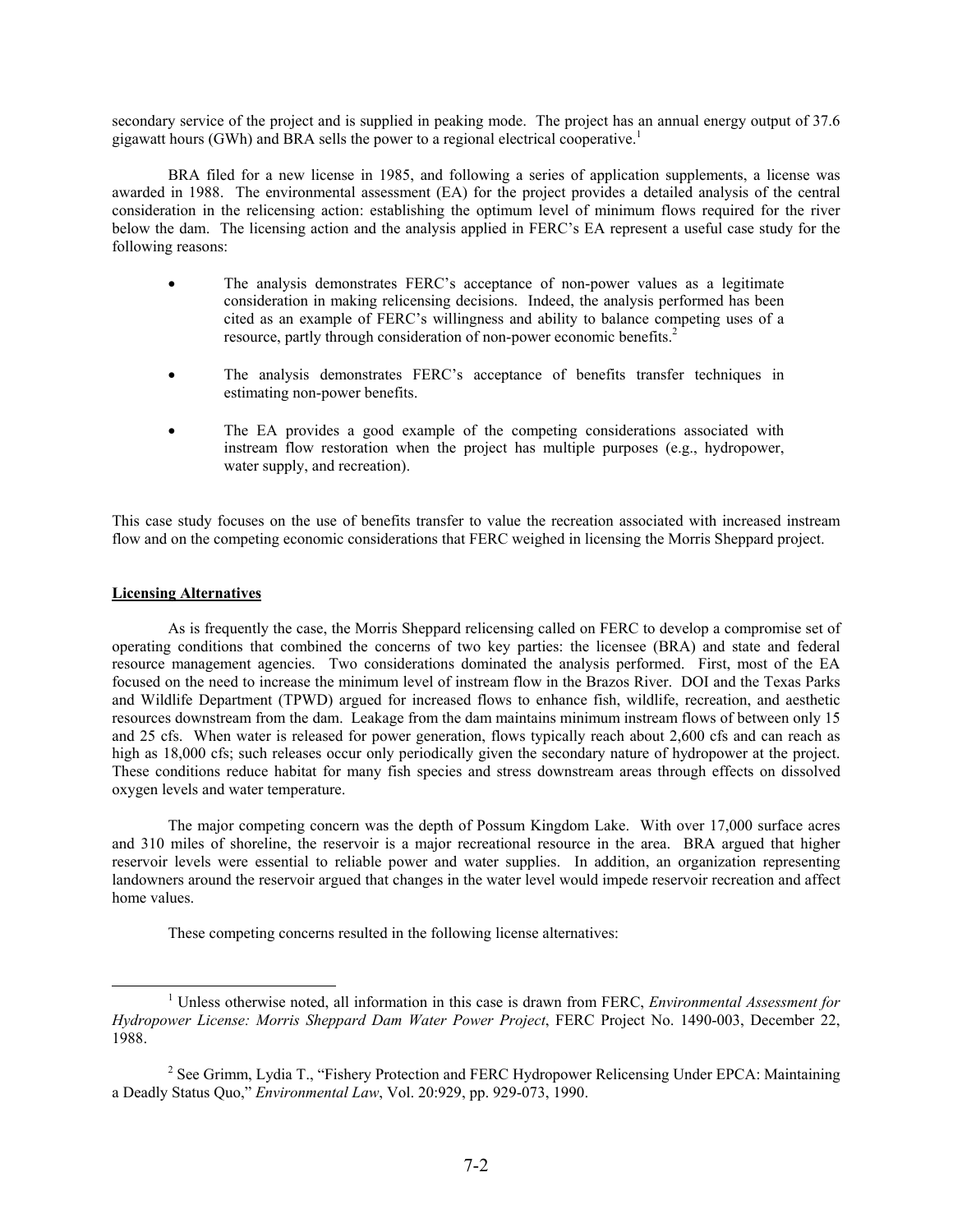secondary service of the project and is supplied in peaking mode. The project has an annual energy output of 37.6 gigawatt hours (GWh) and BRA sells the power to a regional electrical cooperative.[1]

BRA filed for a new license in 1985, and following a series of application supplements, a license was awarded in 1988. The environmental assessment (EA) for the project provides a detailed analysis of the central consideration in the relicensing action: establishing the optimum level of minimum flows required for the river below the dam. The licensing action and the analysis applied in FERC's EA represent a useful case study for the following reasons:

- The analysis demonstrates FERC's acceptance of non-power values as a legitimate consideration in making relicensing decisions. Indeed, the analysis performed has been cited as an example of FERC's willingness and ability to balance competing uses of a resource, partly through consideration of non-power economic benefits.[2]
- The analysis demonstrates FERC's acceptance of benefits transfer techniques in estimating non-power benefits.
- The EA provides a good example of the competing considerations associated with instream flow restoration when the project has multiple purposes (e.g., hydropower, water supply, and recreation).

This case study focuses on the use of benefits transfer to value the recreation associated with increased instream flow and on the competing economic considerations that FERC weighed in licensing the Morris Sheppard project.

**Licensing Alternatives**

As is frequently the case, the Morris Sheppard relicensing called on FERC to develop a compromise set of operating conditions that combined the concerns of two key parties: the licensee (BRA) and state and federal resource management agencies. Two considerations dominated the analysis performed. First, most of the EA focused on the need to increase the minimum level of instream flow in the Brazos River. DOI and the Texas Parks and Wildlife Department (TPWD) argued for increased flows to enhance fish, wildlife, recreation, and aesthetic resources downstream from the dam. Leakage from the dam maintains minimum instream flows of between only 15 and 25 cfs. When water is released for power generation, flows typically reach about 2,600 cfs and can reach as high as 18,000 cfs; such releases occur only periodically given the secondary nature of hydropower at the project. These conditions reduce habitat for many fish species and stress downstream areas through effects on dissolved oxygen levels and water temperature.

The major competing concern was the depth of Possum Kingdom Lake. With over 17,000 surface acres and 310 miles of shoreline, the reservoir is a major recreational resource in the area. BRA argued that higher reservoir levels were essential to reliable power and water supplies. In addition, an organization representing landowners around the reservoir argued that changes in the water level would impede reservoir recreation and affect home values.

These competing concerns resulted in the following license alternatives:

---

[1] Unless otherwise noted, all information in this case is drawn from FERC, *Environmental Assessment for Hydropower License: Morris Sheppard Dam Water Power Project*, FERC Project No. 1490-003, December 22, 1988.

[2] See Grimm, Lydia T., "Fishery Protection and FERC Hydropower Relicensing Under EPCA: Maintaining a Deadly Status Quo," *Environmental Law*, Vol. 20:929, pp. 929-073, 1990.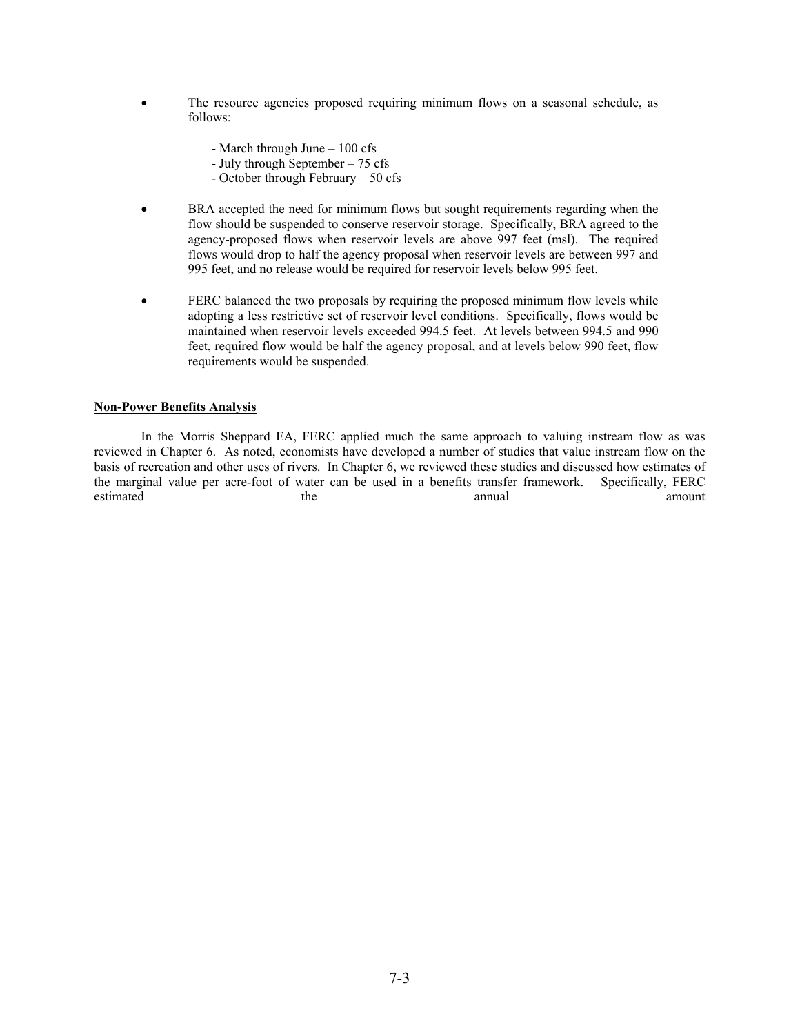- The resource agencies proposed requiring minimum flows on a seasonal schedule, as follows:

  - March through June – 100 cfs
  - July through September – 75 cfs
  - October through February – 50 cfs

- BRA accepted the need for minimum flows but sought requirements regarding when the flow should be suspended to conserve reservoir storage. Specifically, BRA agreed to the agency-proposed flows when reservoir levels are above 997 feet (msl). The required flows would drop to half the agency proposal when reservoir levels are between 997 and 995 feet, and no release would be required for reservoir levels below 995 feet.

- FERC balanced the two proposals by requiring the proposed minimum flow levels while adopting a less restrictive set of reservoir level conditions. Specifically, flows would be maintained when reservoir levels exceeded 994.5 feet. At levels between 994.5 and 990 feet, required flow would be half the agency proposal, and at levels below 990 feet, flow requirements would be suspended.

**Non-Power Benefits Analysis**

In the Morris Sheppard EA, FERC applied much the same approach to valuing instream flow as was reviewed in Chapter 6. As noted, economists have developed a number of studies that value instream flow on the basis of recreation and other uses of rivers. In Chapter 6, we reviewed these studies and discussed how estimates of the marginal value per acre-foot of water can be used in a benefits transfer framework. Specifically, FERC estimated the annual amount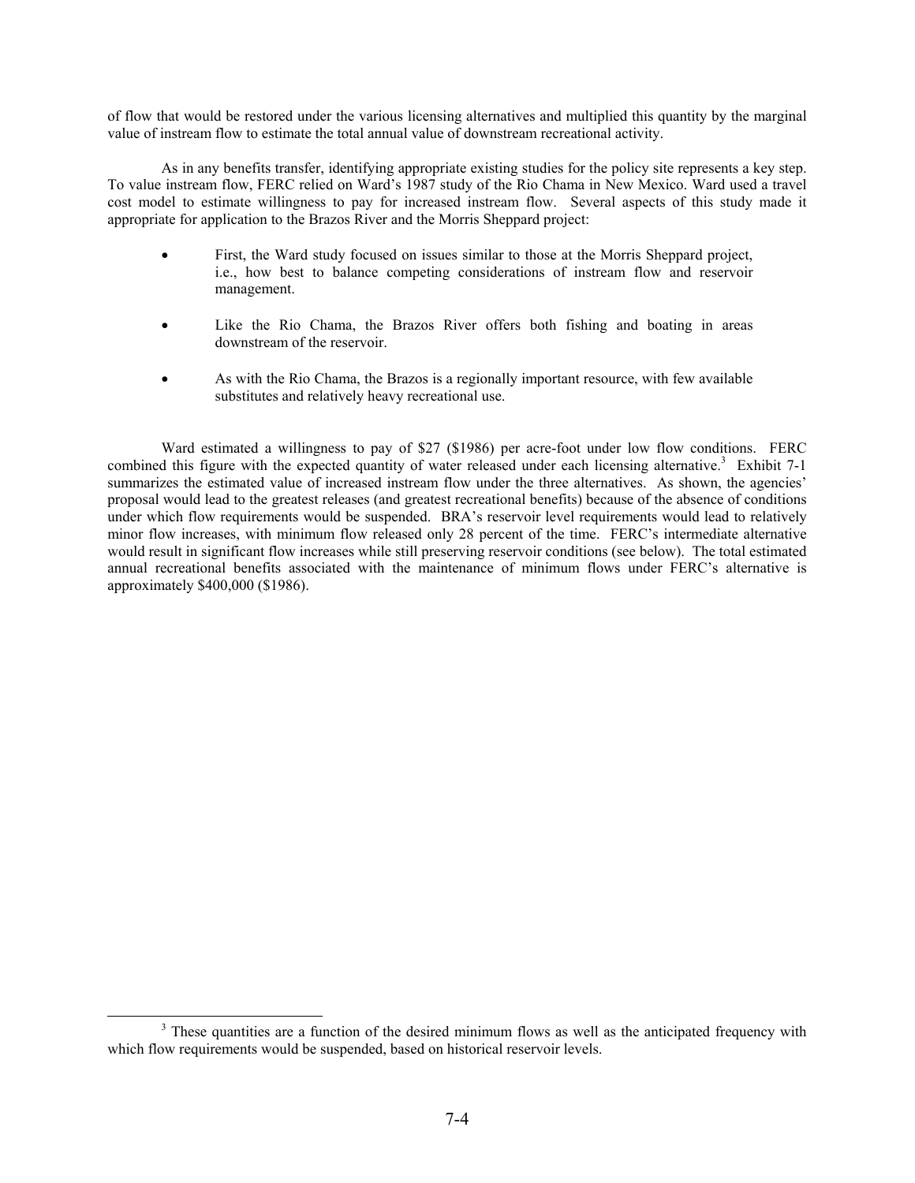of flow that would be restored under the various licensing alternatives and multiplied this quantity by the marginal value of instream flow to estimate the total annual value of downstream recreational activity.

As in any benefits transfer, identifying appropriate existing studies for the policy site represents a key step. To value instream flow, FERC relied on Ward's 1987 study of the Rio Chama in New Mexico. Ward used a travel cost model to estimate willingness to pay for increased instream flow. Several aspects of this study made it appropriate for application to the Brazos River and the Morris Sheppard project:

- First, the Ward study focused on issues similar to those at the Morris Sheppard project, i.e., how best to balance competing considerations of instream flow and reservoir management.
- Like the Rio Chama, the Brazos River offers both fishing and boating in areas downstream of the reservoir.
- As with the Rio Chama, the Brazos is a regionally important resource, with few available substitutes and relatively heavy recreational use.

Ward estimated a willingness to pay of $27 ($1986) per acre-foot under low flow conditions. FERC combined this figure with the expected quantity of water released under each licensing alternative.[3] Exhibit 7-1 summarizes the estimated value of increased instream flow under the three alternatives. As shown, the agencies' proposal would lead to the greatest releases (and greatest recreational benefits) because of the absence of conditions under which flow requirements would be suspended. BRA's reservoir level requirements would lead to relatively minor flow increases, with minimum flow released only 28 percent of the time. FERC's intermediate alternative would result in significant flow increases while still preserving reservoir conditions (see below). The total estimated annual recreational benefits associated with the maintenance of minimum flows under FERC's alternative is approximately $400,000 ($1986).

[3] These quantities are a function of the desired minimum flows as well as the anticipated frequency with which flow requirements would be suspended, based on historical reservoir levels.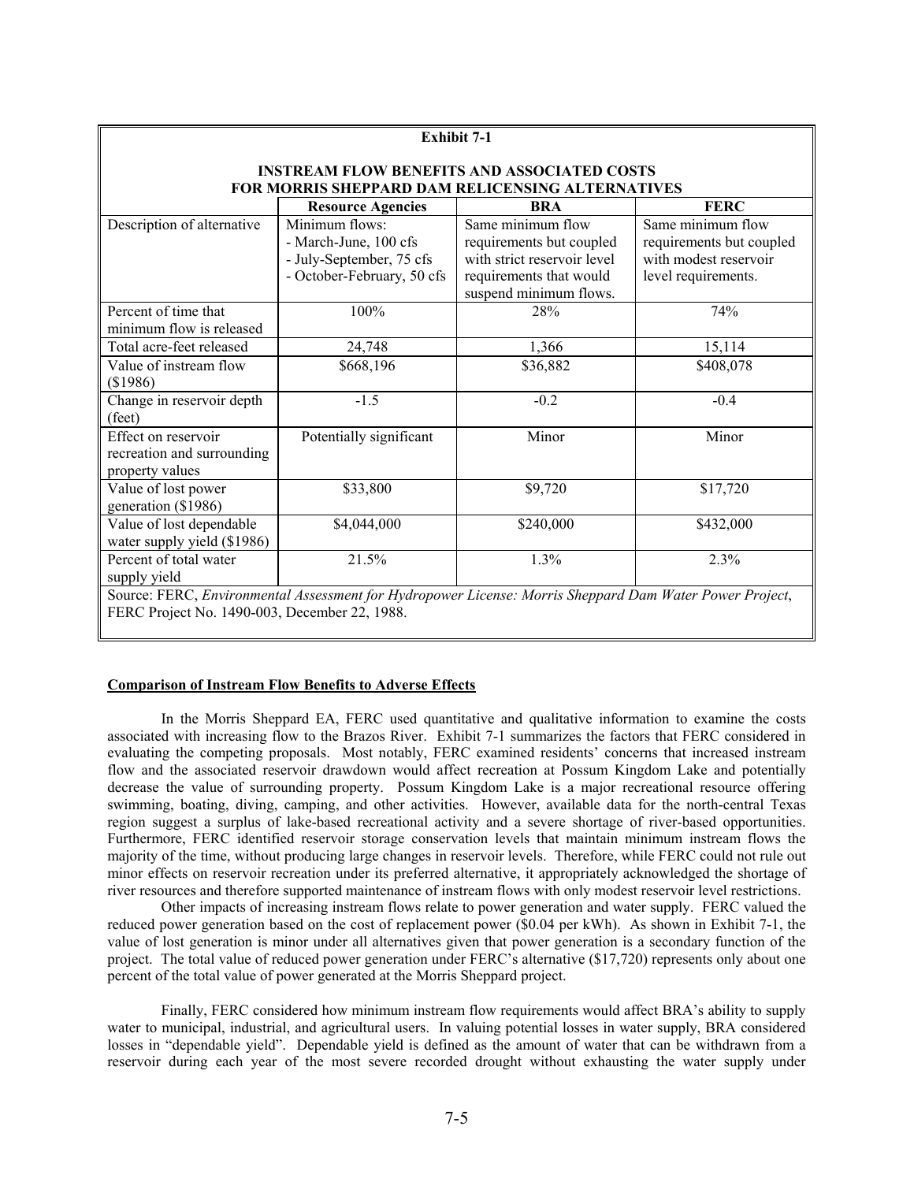**Exhibit 7-1**

**INSTREAM FLOW BENEFITS AND ASSOCIATED COSTS FOR MORRIS SHEPPARD DAM RELICENSING ALTERNATIVES**

| | Resource Agencies | BRA | FERC |
|---|---|---|---|
| Description of alternative | Minimum flows:<br>- March-June, 100 cfs<br>- July-September, 75 cfs<br>- October-February, 50 cfs | Same minimum flow requirements but coupled with strict reservoir level requirements that would suspend minimum flows. | Same minimum flow requirements but coupled with modest reservoir level requirements. |
| Percent of time that minimum flow is released | 100% | 28% | 74% |
| Total acre-feet released | 24,748 | 1,366 | 15,114 |
| Value of instream flow ($1986) | $668,196 | $36,882 | $408,078 |
| Change in reservoir depth (feet) | -1.5 | -0.2 | -0.4 |
| Effect on reservoir recreation and surrounding property values | Potentially significant | Minor | Minor |
| Value of lost power generation ($1986) | $33,800 | $9,720 | $17,720 |
| Value of lost dependable water supply yield ($1986) | $4,044,000 | $240,000 | $432,000 |
| Percent of total water supply yield | 21.5% | 1.3% | 2.3% |

Source: FERC, *Environmental Assessment for Hydropower License: Morris Sheppard Dam Water Power Project*, FERC Project No. 1490-003, December 22, 1988.

**Comparison of Instream Flow Benefits to Adverse Effects**

In the Morris Sheppard EA, FERC used quantitative and qualitative information to examine the costs associated with increasing flow to the Brazos River. Exhibit 7-1 summarizes the factors that FERC considered in evaluating the competing proposals. Most notably, FERC examined residents' concerns that increased instream flow and the associated reservoir drawdown would affect recreation at Possum Kingdom Lake and potentially decrease the value of surrounding property. Possum Kingdom Lake is a major recreational resource offering swimming, boating, diving, camping, and other activities. However, available data for the north-central Texas region suggest a surplus of lake-based recreational activity and a severe shortage of river-based opportunities. Furthermore, FERC identified reservoir storage conservation levels that maintain minimum instream flows the majority of the time, without producing large changes in reservoir levels. Therefore, while FERC could not rule out minor effects on reservoir recreation under its preferred alternative, it appropriately acknowledged the shortage of river resources and therefore supported maintenance of instream flows with only modest reservoir level restrictions.

Other impacts of increasing instream flows relate to power generation and water supply. FERC valued the reduced power generation based on the cost of replacement power ($0.04 per kWh). As shown in Exhibit 7-1, the value of lost generation is minor under all alternatives given that power generation is a secondary function of the project. The total value of reduced power generation under FERC's alternative ($17,720) represents only about one percent of the total value of power generated at the Morris Sheppard project.

Finally, FERC considered how minimum instream flow requirements would affect BRA's ability to supply water to municipal, industrial, and agricultural users. In valuing potential losses in water supply, BRA considered losses in "dependable yield". Dependable yield is defined as the amount of water that can be withdrawn from a reservoir during each year of the most severe recorded drought without exhausting the water supply under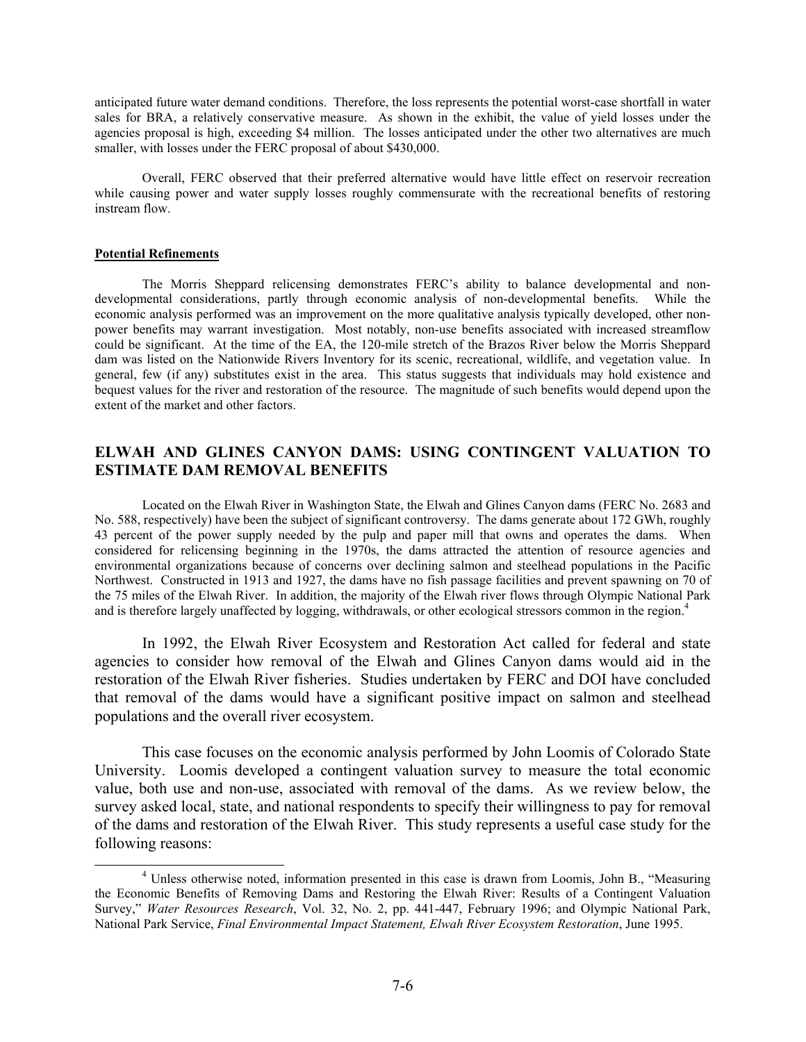anticipated future water demand conditions. Therefore, the loss represents the potential worst-case shortfall in water sales for BRA, a relatively conservative measure. As shown in the exhibit, the value of yield losses under the agencies proposal is high, exceeding $4 million. The losses anticipated under the other two alternatives are much smaller, with losses under the FERC proposal of about $430,000.

Overall, FERC observed that their preferred alternative would have little effect on reservoir recreation while causing power and water supply losses roughly commensurate with the recreational benefits of restoring instream flow.

**Potential Refinements**

The Morris Sheppard relicensing demonstrates FERC's ability to balance developmental and non-developmental considerations, partly through economic analysis of non-developmental benefits. While the economic analysis performed was an improvement on the more qualitative analysis typically developed, other non-power benefits may warrant investigation. Most notably, non-use benefits associated with increased streamflow could be significant. At the time of the EA, the 120-mile stretch of the Brazos River below the Morris Sheppard dam was listed on the Nationwide Rivers Inventory for its scenic, recreational, wildlife, and vegetation value. In general, few (if any) substitutes exist in the area. This status suggests that individuals may hold existence and bequest values for the river and restoration of the resource. The magnitude of such benefits would depend upon the extent of the market and other factors.

## ELWAH AND GLINES CANYON DAMS: USING CONTINGENT VALUATION TO ESTIMATE DAM REMOVAL BENEFITS

Located on the Elwah River in Washington State, the Elwah and Glines Canyon dams (FERC No. 2683 and No. 588, respectively) have been the subject of significant controversy. The dams generate about 172 GWh, roughly 43 percent of the power supply needed by the pulp and paper mill that owns and operates the dams. When considered for relicensing beginning in the 1970s, the dams attracted the attention of resource agencies and environmental organizations because of concerns over declining salmon and steelhead populations in the Pacific Northwest. Constructed in 1913 and 1927, the dams have no fish passage facilities and prevent spawning on 70 of the 75 miles of the Elwah River. In addition, the majority of the Elwah river flows through Olympic National Park and is therefore largely unaffected by logging, withdrawals, or other ecological stressors common in the region.[4]

In 1992, the Elwah River Ecosystem and Restoration Act called for federal and state agencies to consider how removal of the Elwah and Glines Canyon dams would aid in the restoration of the Elwah River fisheries. Studies undertaken by FERC and DOI have concluded that removal of the dams would have a significant positive impact on salmon and steelhead populations and the overall river ecosystem.

This case focuses on the economic analysis performed by John Loomis of Colorado State University. Loomis developed a contingent valuation survey to measure the total economic value, both use and non-use, associated with removal of the dams. As we review below, the survey asked local, state, and national respondents to specify their willingness to pay for removal of the dams and restoration of the Elwah River. This study represents a useful case study for the following reasons:

[4] Unless otherwise noted, information presented in this case is drawn from Loomis, John B., "Measuring the Economic Benefits of Removing Dams and Restoring the Elwah River: Results of a Contingent Valuation Survey," *Water Resources Research*, Vol. 32, No. 2, pp. 441-447, February 1996; and Olympic National Park, National Park Service, *Final Environmental Impact Statement, Elwah River Ecosystem Restoration*, June 1995.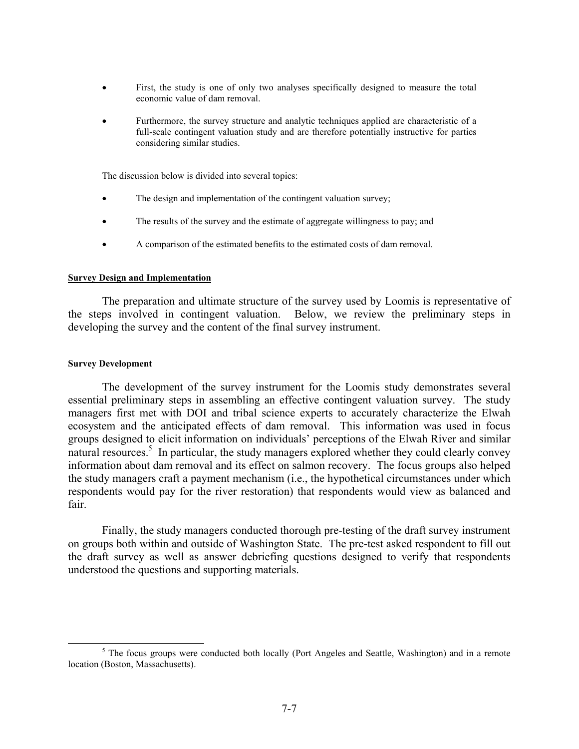- First, the study is one of only two analyses specifically designed to measure the total economic value of dam removal.
- Furthermore, the survey structure and analytic techniques applied are characteristic of a full-scale contingent valuation study and are therefore potentially instructive for parties considering similar studies.

The discussion below is divided into several topics:

- The design and implementation of the contingent valuation survey;
- The results of the survey and the estimate of aggregate willingness to pay; and
- A comparison of the estimated benefits to the estimated costs of dam removal.

## Survey Design and Implementation

The preparation and ultimate structure of the survey used by Loomis is representative of the steps involved in contingent valuation. Below, we review the preliminary steps in developing the survey and the content of the final survey instrument.

### Survey Development

The development of the survey instrument for the Loomis study demonstrates several essential preliminary steps in assembling an effective contingent valuation survey. The study managers first met with DOI and tribal science experts to accurately characterize the Elwah ecosystem and the anticipated effects of dam removal. This information was used in focus groups designed to elicit information on individuals' perceptions of the Elwah River and similar natural resources.[5] In particular, the study managers explored whether they could clearly convey information about dam removal and its effect on salmon recovery. The focus groups also helped the study managers craft a payment mechanism (i.e., the hypothetical circumstances under which respondents would pay for the river restoration) that respondents would view as balanced and fair.

Finally, the study managers conducted thorough pre-testing of the draft survey instrument on groups both within and outside of Washington State. The pre-test asked respondent to fill out the draft survey as well as answer debriefing questions designed to verify that respondents understood the questions and supporting materials.

[5] The focus groups were conducted both locally (Port Angeles and Seattle, Washington) and in a remote location (Boston, Massachusetts).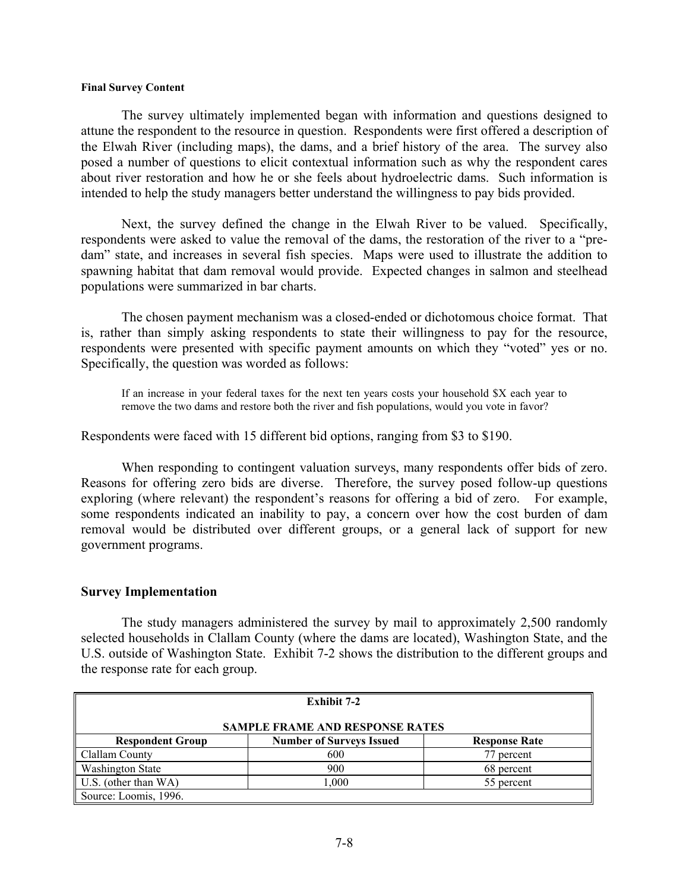#### Final Survey Content

The survey ultimately implemented began with information and questions designed to attune the respondent to the resource in question. Respondents were first offered a description of the Elwah River (including maps), the dams, and a brief history of the area. The survey also posed a number of questions to elicit contextual information such as why the respondent cares about river restoration and how he or she feels about hydroelectric dams. Such information is intended to help the study managers better understand the willingness to pay bids provided.

Next, the survey defined the change in the Elwah River to be valued. Specifically, respondents were asked to value the removal of the dams, the restoration of the river to a "pre-dam" state, and increases in several fish species. Maps were used to illustrate the addition to spawning habitat that dam removal would provide. Expected changes in salmon and steelhead populations were summarized in bar charts.

The chosen payment mechanism was a closed-ended or dichotomous choice format. That is, rather than simply asking respondents to state their willingness to pay for the resource, respondents were presented with specific payment amounts on which they "voted" yes or no. Specifically, the question was worded as follows:

> If an increase in your federal taxes for the next ten years costs your household $X each year to remove the two dams and restore both the river and fish populations, would you vote in favor?

Respondents were faced with 15 different bid options, ranging from $3 to $190.

When responding to contingent valuation surveys, many respondents offer bids of zero. Reasons for offering zero bids are diverse. Therefore, the survey posed follow-up questions exploring (where relevant) the respondent's reasons for offering a bid of zero. For example, some respondents indicated an inability to pay, a concern over how the cost burden of dam removal would be distributed over different groups, or a general lack of support for new government programs.

## Survey Implementation

The study managers administered the survey by mail to approximately 2,500 randomly selected households in Clallam County (where the dams are located), Washington State, and the U.S. outside of Washington State. Exhibit 7-2 shows the distribution to the different groups and the response rate for each group.

**Exhibit 7-2**

**SAMPLE FRAME AND RESPONSE RATES**

| Respondent Group | Number of Surveys Issued | Response Rate |
|---|---|---|
| Clallam County | 600 | 77 percent |
| Washington State | 900 | 68 percent |
| U.S. (other than WA) | 1,000 | 55 percent |

Source: Loomis, 1996.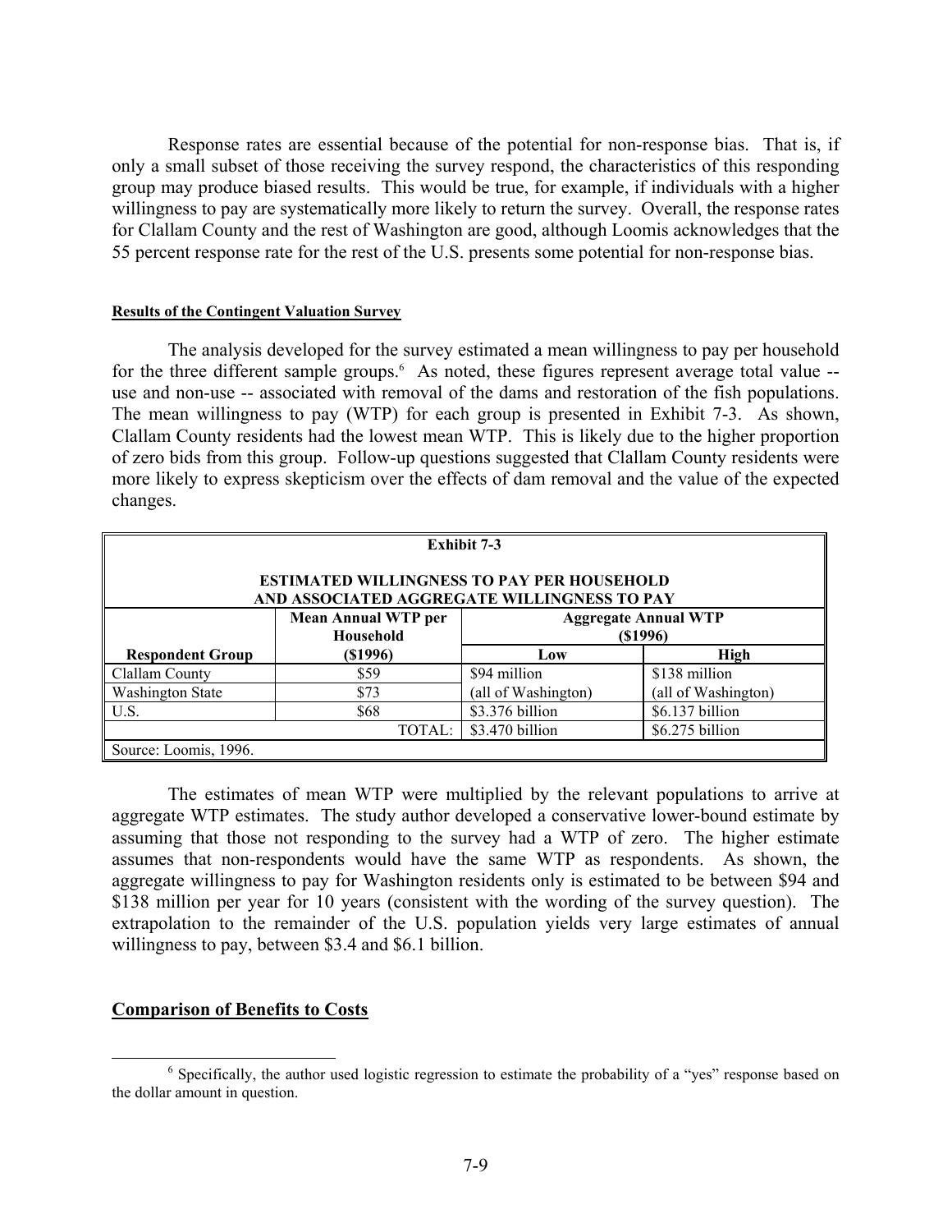Response rates are essential because of the potential for non-response bias. That is, if only a small subset of those receiving the survey respond, the characteristics of this responding group may produce biased results. This would be true, for example, if individuals with a higher willingness to pay are systematically more likely to return the survey. Overall, the response rates for Clallam County and the rest of Washington are good, although Loomis acknowledges that the 55 percent response rate for the rest of the U.S. presents some potential for non-response bias.

#### Results of the Contingent Valuation Survey

The analysis developed for the survey estimated a mean willingness to pay per household for the three different sample groups.[6] As noted, these figures represent average total value -- use and non-use -- associated with removal of the dams and restoration of the fish populations. The mean willingness to pay (WTP) for each group is presented in Exhibit 7-3. As shown, Clallam County residents had the lowest mean WTP. This is likely due to the higher proportion of zero bids from this group. Follow-up questions suggested that Clallam County residents were more likely to express skepticism over the effects of dam removal and the value of the expected changes.

**Exhibit 7-3**

**ESTIMATED WILLINGNESS TO PAY PER HOUSEHOLD AND ASSOCIATED AGGREGATE WILLINGNESS TO PAY**

| Respondent Group | Mean Annual WTP per Household ($1996) | Aggregate Annual WTP ($1996) | |
|---|---|---|---|
| | | Low | High |
| Clallam County | $59 | $94 million | $138 million |
| Washington State | $73 | (all of Washington) | (all of Washington) |
| U.S. | $68 | $3.376 billion | $6.137 billion |
| | TOTAL: | $3.470 billion | $6.275 billion |

Source: Loomis, 1996.

The estimates of mean WTP were multiplied by the relevant populations to arrive at aggregate WTP estimates. The study author developed a conservative lower-bound estimate by assuming that those not responding to the survey had a WTP of zero. The higher estimate assumes that non-respondents would have the same WTP as respondents. As shown, the aggregate willingness to pay for Washington residents only is estimated to be between $94 and $138 million per year for 10 years (consistent with the wording of the survey question). The extrapolation to the remainder of the U.S. population yields very large estimates of annual willingness to pay, between $3.4 and $6.1 billion.

## Comparison of Benefits to Costs

[6] Specifically, the author used logistic regression to estimate the probability of a "yes" response based on the dollar amount in question.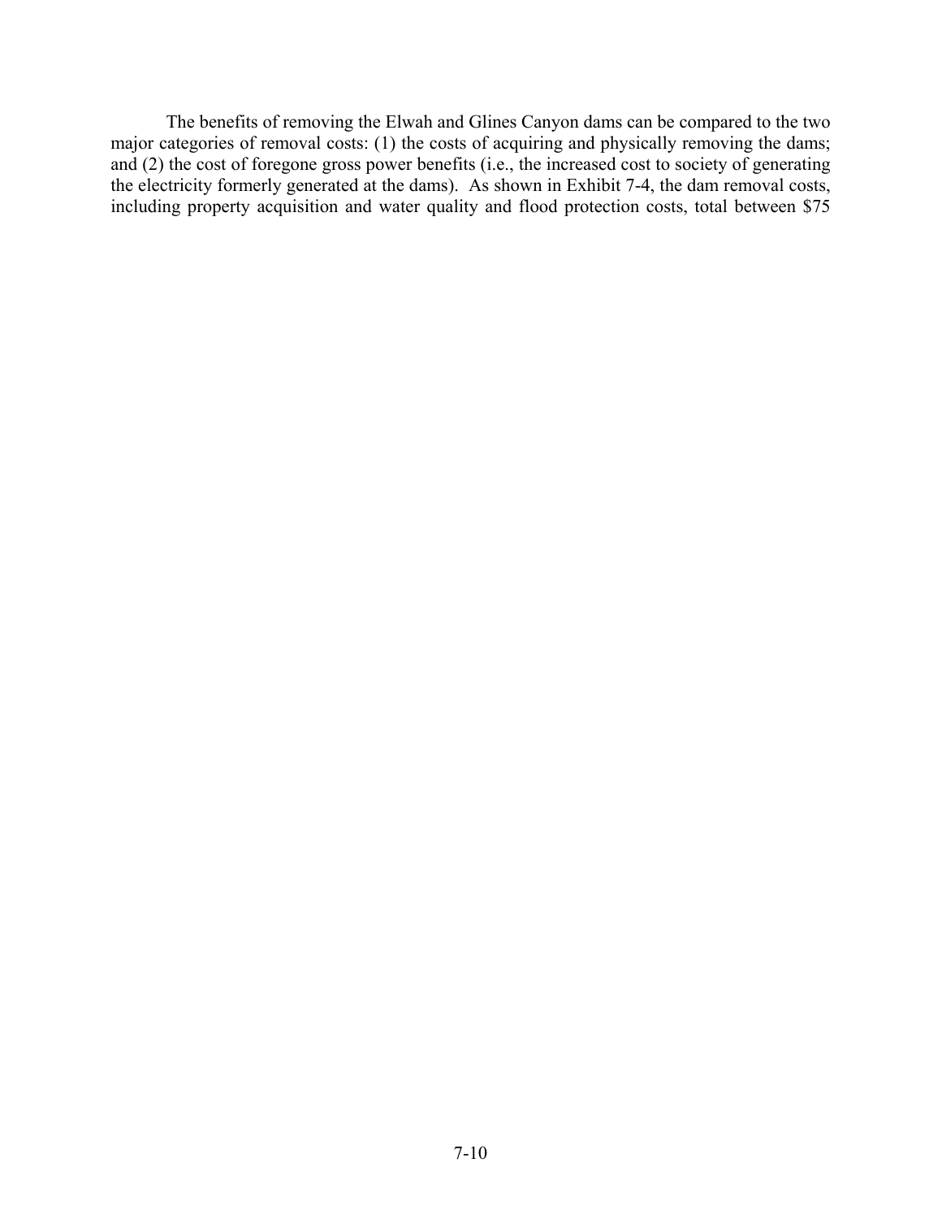The benefits of removing the Elwah and Glines Canyon dams can be compared to the two major categories of removal costs: (1) the costs of acquiring and physically removing the dams; and (2) the cost of foregone gross power benefits (i.e., the increased cost to society of generating the electricity formerly generated at the dams). As shown in Exhibit 7-4, the dam removal costs, including property acquisition and water quality and flood protection costs, total between $75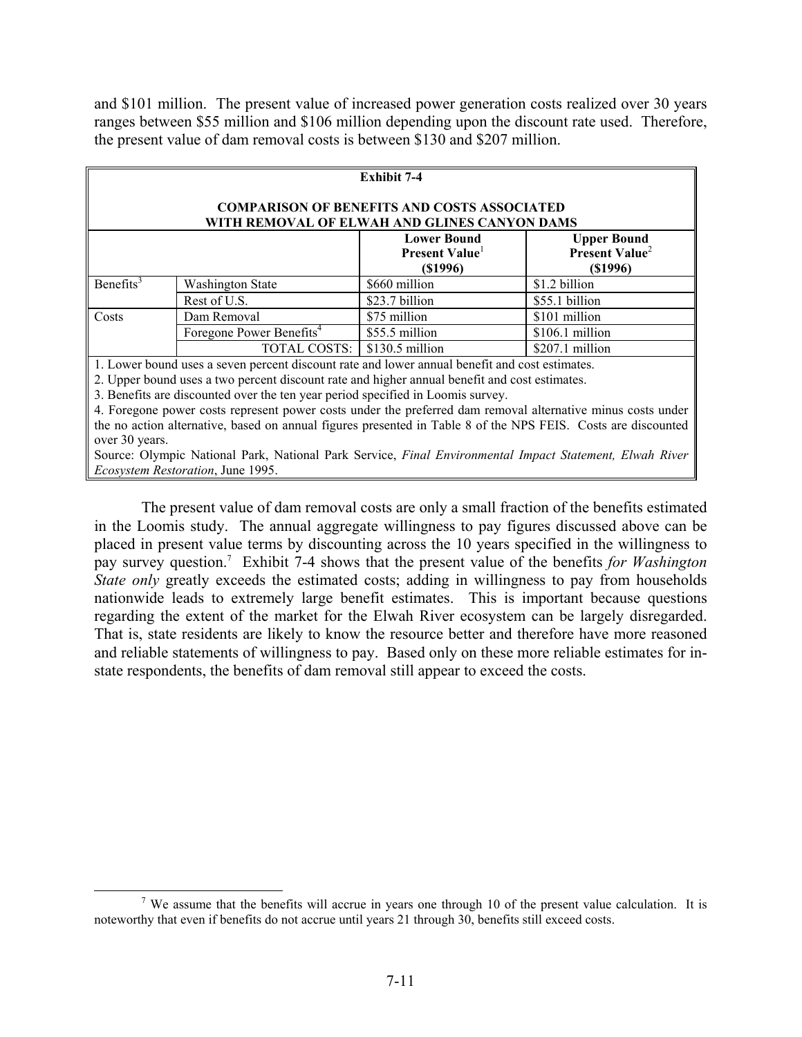and $101 million. The present value of increased power generation costs realized over 30 years ranges between $55 million and $106 million depending upon the discount rate used. Therefore, the present value of dam removal costs is between $130 and $207 million.

**Exhibit 7-4**

**COMPARISON OF BENEFITS AND COSTS ASSOCIATED WITH REMOVAL OF ELWAH AND GLINES CANYON DAMS**

| | | Lower Bound Present Value[1] ($1996) | Upper Bound Present Value[2] ($1996) |
|---|---|---|---|
| Benefits[3] | Washington State | $660 million | $1.2 billion |
| | Rest of U.S. | $23.7 billion | $55.1 billion |
| Costs | Dam Removal | $75 million | $101 million |
| | Foregone Power Benefits[4] | $55.5 million | $106.1 million |
| | TOTAL COSTS: | $130.5 million | $207.1 million |

1. Lower bound uses a seven percent discount rate and lower annual benefit and cost estimates.
2. Upper bound uses a two percent discount rate and higher annual benefit and cost estimates.
3. Benefits are discounted over the ten year period specified in Loomis survey.
4. Foregone power costs represent power costs under the preferred dam removal alternative minus costs under the no action alternative, based on annual figures presented in Table 8 of the NPS FEIS. Costs are discounted over 30 years.

Source: Olympic National Park, National Park Service, *Final Environmental Impact Statement, Elwah River Ecosystem Restoration*, June 1995.

The present value of dam removal costs are only a small fraction of the benefits estimated in the Loomis study. The annual aggregate willingness to pay figures discussed above can be placed in present value terms by discounting across the 10 years specified in the willingness to pay survey question.[7] Exhibit 7-4 shows that the present value of the benefits *for Washington State only* greatly exceeds the estimated costs; adding in willingness to pay from households nationwide leads to extremely large benefit estimates. This is important because questions regarding the extent of the market for the Elwah River ecosystem can be largely disregarded. That is, state residents are likely to know the resource better and therefore have more reasoned and reliable statements of willingness to pay. Based only on these more reliable estimates for in-state respondents, the benefits of dam removal still appear to exceed the costs.

[7] We assume that the benefits will accrue in years one through 10 of the present value calculation. It is noteworthy that even if benefits do not accrue until years 21 through 30, benefits still exceed costs.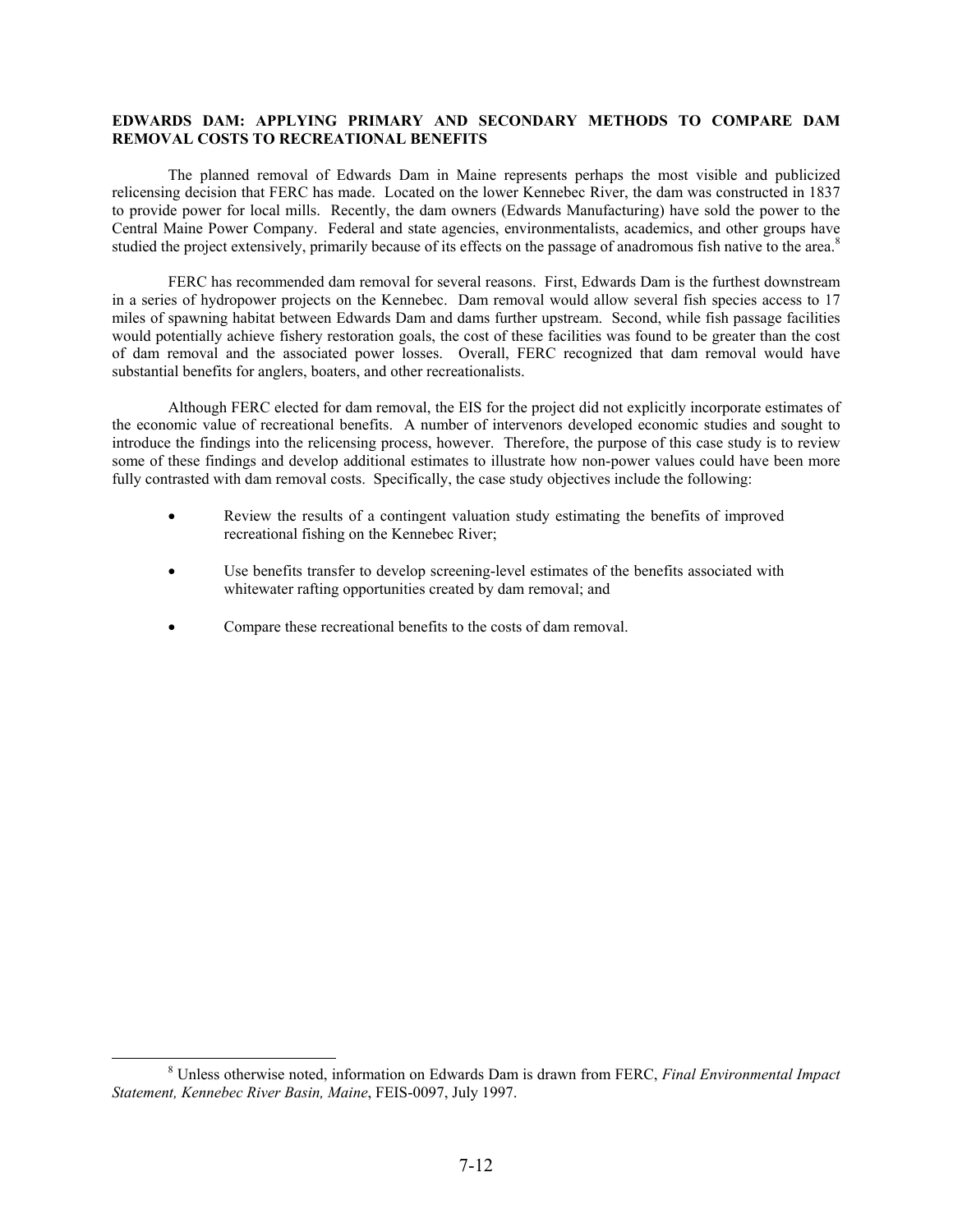**EDWARDS DAM: APPLYING PRIMARY AND SECONDARY METHODS TO COMPARE DAM REMOVAL COSTS TO RECREATIONAL BENEFITS**

The planned removal of Edwards Dam in Maine represents perhaps the most visible and publicized relicensing decision that FERC has made. Located on the lower Kennebec River, the dam was constructed in 1837 to provide power for local mills. Recently, the dam owners (Edwards Manufacturing) have sold the power to the Central Maine Power Company. Federal and state agencies, environmentalists, academics, and other groups have studied the project extensively, primarily because of its effects on the passage of anadromous fish native to the area.[8]

FERC has recommended dam removal for several reasons. First, Edwards Dam is the furthest downstream in a series of hydropower projects on the Kennebec. Dam removal would allow several fish species access to 17 miles of spawning habitat between Edwards Dam and dams further upstream. Second, while fish passage facilities would potentially achieve fishery restoration goals, the cost of these facilities was found to be greater than the cost of dam removal and the associated power losses. Overall, FERC recognized that dam removal would have substantial benefits for anglers, boaters, and other recreationalists.

Although FERC elected for dam removal, the EIS for the project did not explicitly incorporate estimates of the economic value of recreational benefits. A number of intervenors developed economic studies and sought to introduce the findings into the relicensing process, however. Therefore, the purpose of this case study is to review some of these findings and develop additional estimates to illustrate how non-power values could have been more fully contrasted with dam removal costs. Specifically, the case study objectives include the following:

- Review the results of a contingent valuation study estimating the benefits of improved recreational fishing on the Kennebec River;
- Use benefits transfer to develop screening-level estimates of the benefits associated with whitewater rafting opportunities created by dam removal; and
- Compare these recreational benefits to the costs of dam removal.

[8] Unless otherwise noted, information on Edwards Dam is drawn from FERC, *Final Environmental Impact Statement, Kennebec River Basin, Maine*, FEIS-0097, July 1997.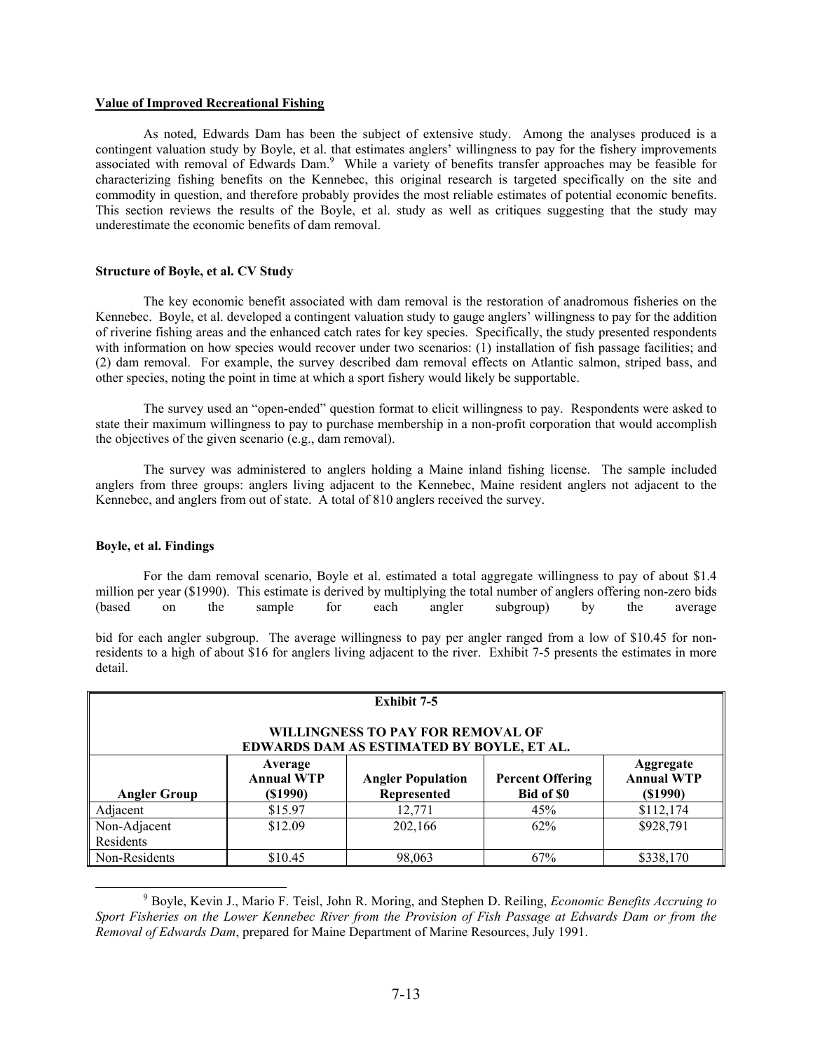**Value of Improved Recreational Fishing**

As noted, Edwards Dam has been the subject of extensive study. Among the analyses produced is a contingent valuation study by Boyle, et al. that estimates anglers' willingness to pay for the fishery improvements associated with removal of Edwards Dam.[9] While a variety of benefits transfer approaches may be feasible for characterizing fishing benefits on the Kennebec, this original research is targeted specifically on the site and commodity in question, and therefore probably provides the most reliable estimates of potential economic benefits. This section reviews the results of the Boyle, et al. study as well as critiques suggesting that the study may underestimate the economic benefits of dam removal.

**Structure of Boyle, et al. CV Study**

The key economic benefit associated with dam removal is the restoration of anadromous fisheries on the Kennebec. Boyle, et al. developed a contingent valuation study to gauge anglers' willingness to pay for the addition of riverine fishing areas and the enhanced catch rates for key species. Specifically, the study presented respondents with information on how species would recover under two scenarios: (1) installation of fish passage facilities; and (2) dam removal. For example, the survey described dam removal effects on Atlantic salmon, striped bass, and other species, noting the point in time at which a sport fishery would likely be supportable.

The survey used an "open-ended" question format to elicit willingness to pay. Respondents were asked to state their maximum willingness to pay to purchase membership in a non-profit corporation that would accomplish the objectives of the given scenario (e.g., dam removal).

The survey was administered to anglers holding a Maine inland fishing license. The sample included anglers from three groups: anglers living adjacent to the Kennebec, Maine resident anglers not adjacent to the Kennebec, and anglers from out of state. A total of 810 anglers received the survey.

**Boyle, et al. Findings**

For the dam removal scenario, Boyle et al. estimated a total aggregate willingness to pay of about $1.4 million per year ($1990). This estimate is derived by multiplying the total number of anglers offering non-zero bids (based on the sample for each angler subgroup) by the average bid for each angler subgroup. The average willingness to pay per angler ranged from a low of $10.45 for non-residents to a high of about $16 for anglers living adjacent to the river. Exhibit 7-5 presents the estimates in more detail.

**Exhibit 7-5**

**WILLINGNESS TO PAY FOR REMOVAL OF EDWARDS DAM AS ESTIMATED BY BOYLE, ET AL.**

| Angler Group | Average Annual WTP ($1990) | Angler Population Represented | Percent Offering Bid of $0 | Aggregate Annual WTP ($1990) |
|---|---|---|---|---|
| Adjacent | $15.97 | 12,771 | 45% | $112,174 |
| Non-Adjacent Residents | $12.09 | 202,166 | 62% | $928,791 |
| Non-Residents | $10.45 | 98,063 | 67% | $338,170 |

[9] Boyle, Kevin J., Mario F. Teisl, John R. Moring, and Stephen D. Reiling, *Economic Benefits Accruing to Sport Fisheries on the Lower Kennebec River from the Provision of Fish Passage at Edwards Dam or from the Removal of Edwards Dam*, prepared for Maine Department of Marine Resources, July 1991.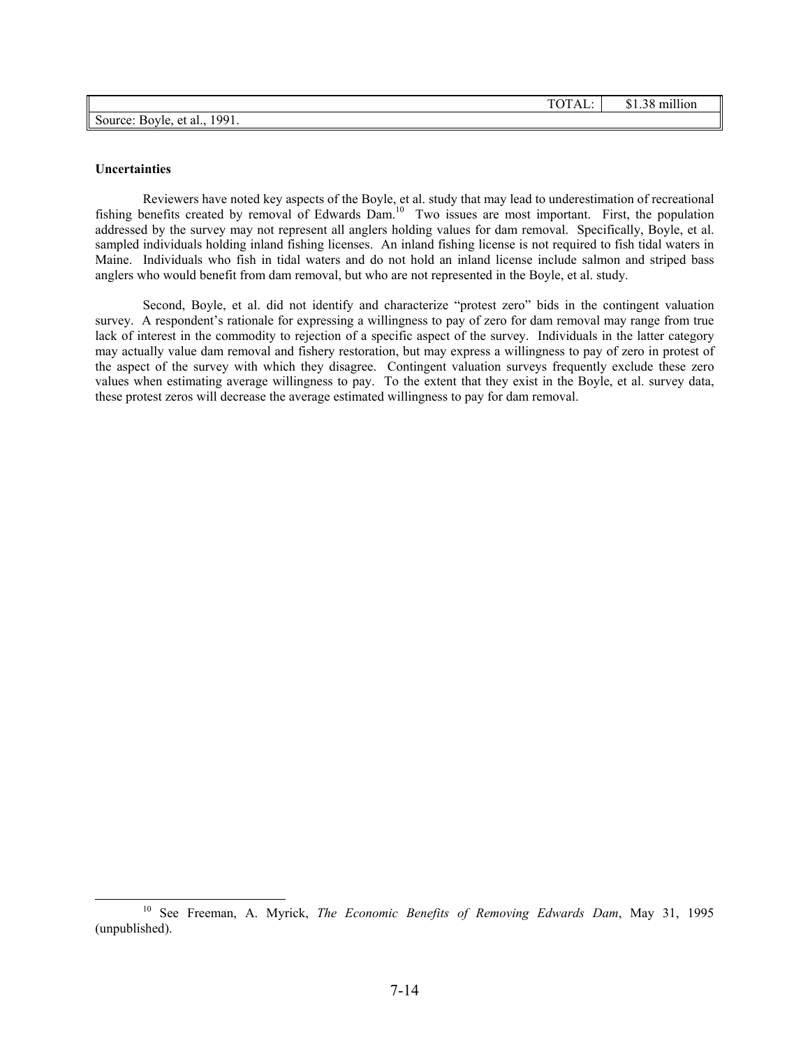| | TOTAL: | $1.38 million |
|---|---|---|
| Source: Boyle, et al., 1991. | | |

**Uncertainties**

Reviewers have noted key aspects of the Boyle, et al. study that may lead to underestimation of recreational fishing benefits created by removal of Edwards Dam.[10] Two issues are most important. First, the population addressed by the survey may not represent all anglers holding values for dam removal. Specifically, Boyle, et al. sampled individuals holding inland fishing licenses. An inland fishing license is not required to fish tidal waters in Maine. Individuals who fish in tidal waters and do not hold an inland license include salmon and striped bass anglers who would benefit from dam removal, but who are not represented in the Boyle, et al. study.

Second, Boyle, et al. did not identify and characterize "protest zero" bids in the contingent valuation survey. A respondent's rationale for expressing a willingness to pay of zero for dam removal may range from true lack of interest in the commodity to rejection of a specific aspect of the survey. Individuals in the latter category may actually value dam removal and fishery restoration, but may express a willingness to pay of zero in protest of the aspect of the survey with which they disagree. Contingent valuation surveys frequently exclude these zero values when estimating average willingness to pay. To the extent that they exist in the Boyle, et al. survey data, these protest zeros will decrease the average estimated willingness to pay for dam removal.

[10] See Freeman, A. Myrick, *The Economic Benefits of Removing Edwards Dam*, May 31, 1995 (unpublished).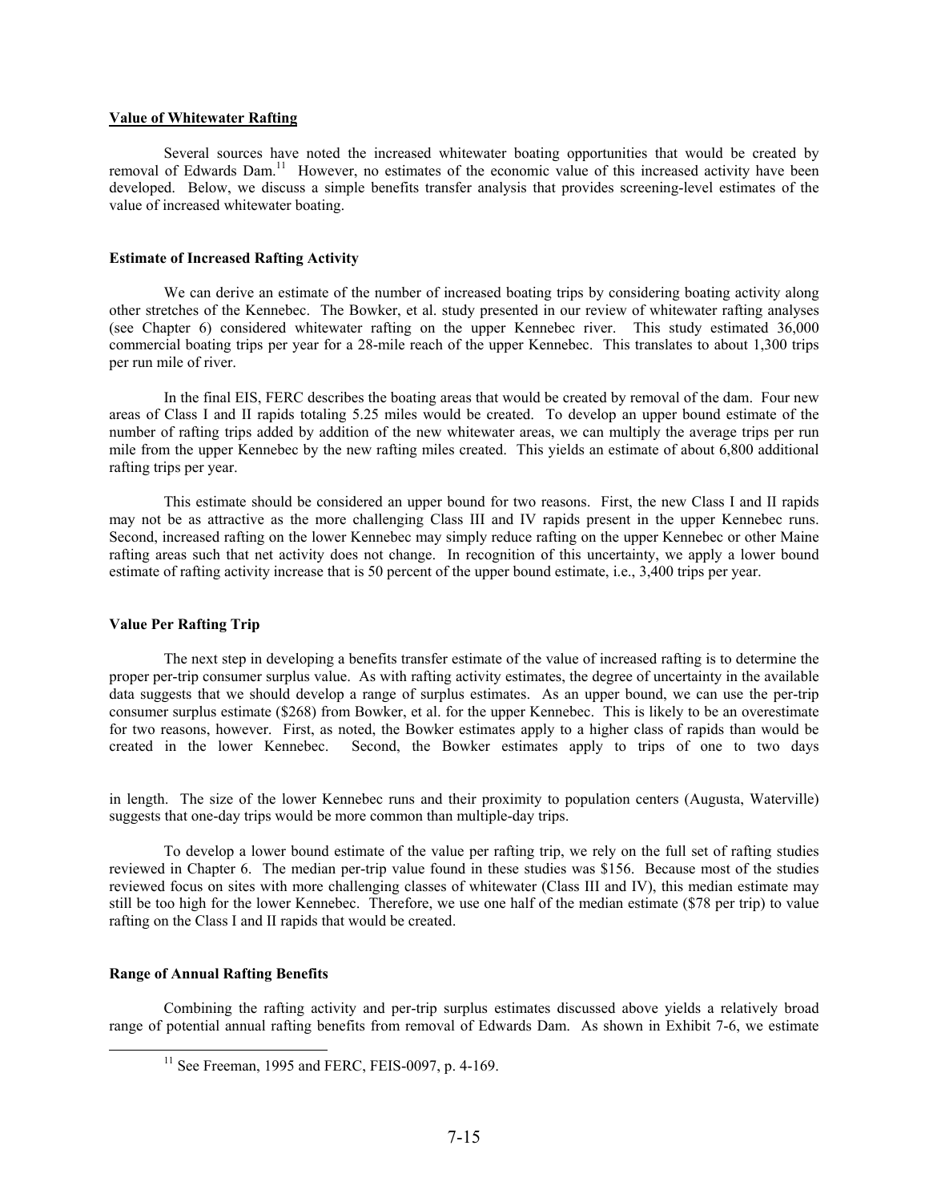## Value of Whitewater Rafting

Several sources have noted the increased whitewater boating opportunities that would be created by removal of Edwards Dam.[11] However, no estimates of the economic value of this increased activity have been developed. Below, we discuss a simple benefits transfer analysis that provides screening-level estimates of the value of increased whitewater boating.

### Estimate of Increased Rafting Activity

We can derive an estimate of the number of increased boating trips by considering boating activity along other stretches of the Kennebec. The Bowker, et al. study presented in our review of whitewater rafting analyses (see Chapter 6) considered whitewater rafting on the upper Kennebec river. This study estimated 36,000 commercial boating trips per year for a 28-mile reach of the upper Kennebec. This translates to about 1,300 trips per run mile of river.

In the final EIS, FERC describes the boating areas that would be created by removal of the dam. Four new areas of Class I and II rapids totaling 5.25 miles would be created. To develop an upper bound estimate of the number of rafting trips added by addition of the new whitewater areas, we can multiply the average trips per run mile from the upper Kennebec by the new rafting miles created. This yields an estimate of about 6,800 additional rafting trips per year.

This estimate should be considered an upper bound for two reasons. First, the new Class I and II rapids may not be as attractive as the more challenging Class III and IV rapids present in the upper Kennebec runs. Second, increased rafting on the lower Kennebec may simply reduce rafting on the upper Kennebec or other Maine rafting areas such that net activity does not change. In recognition of this uncertainty, we apply a lower bound estimate of rafting activity increase that is 50 percent of the upper bound estimate, i.e., 3,400 trips per year.

### Value Per Rafting Trip

The next step in developing a benefits transfer estimate of the value of increased rafting is to determine the proper per-trip consumer surplus value. As with rafting activity estimates, the degree of uncertainty in the available data suggests that we should develop a range of surplus estimates. As an upper bound, we can use the per-trip consumer surplus estimate ($268) from Bowker, et al. for the upper Kennebec. This is likely to be an overestimate for two reasons, however. First, as noted, the Bowker estimates apply to a higher class of rapids than would be created in the lower Kennebec. Second, the Bowker estimates apply to trips of one to two days in length. The size of the lower Kennebec runs and their proximity to population centers (Augusta, Waterville) suggests that one-day trips would be more common than multiple-day trips.

To develop a lower bound estimate of the value per rafting trip, we rely on the full set of rafting studies reviewed in Chapter 6. The median per-trip value found in these studies was $156. Because most of the studies reviewed focus on sites with more challenging classes of whitewater (Class III and IV), this median estimate may still be too high for the lower Kennebec. Therefore, we use one half of the median estimate ($78 per trip) to value rafting on the Class I and II rapids that would be created.

### Range of Annual Rafting Benefits

Combining the rafting activity and per-trip surplus estimates discussed above yields a relatively broad range of potential annual rafting benefits from removal of Edwards Dam. As shown in Exhibit 7-6, we estimate

[11] See Freeman, 1995 and FERC, FEIS-0097, p. 4-169.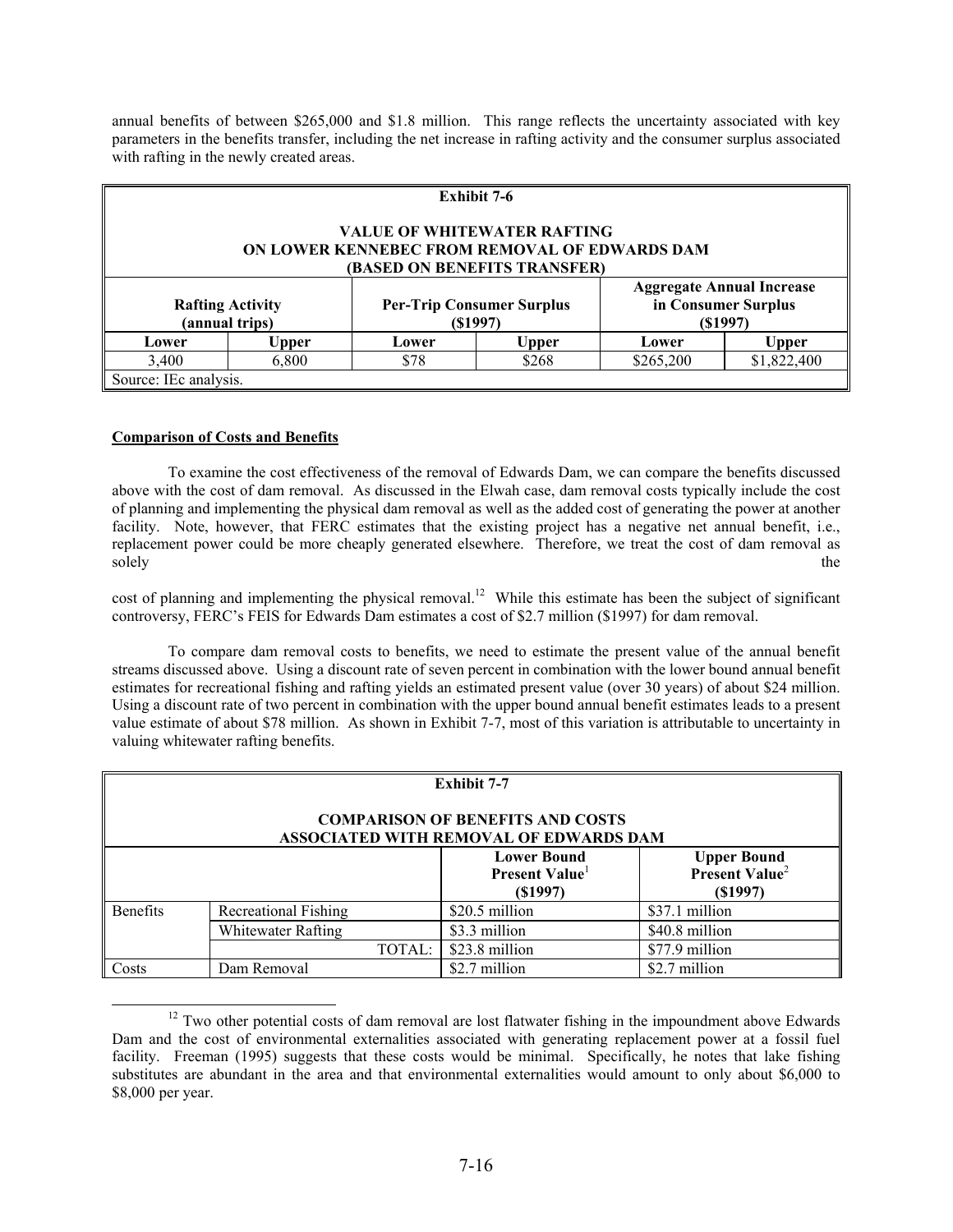annual benefits of between $265,000 and $1.8 million. This range reflects the uncertainty associated with key parameters in the benefits transfer, including the net increase in rafting activity and the consumer surplus associated with rafting in the newly created areas.

| **Exhibit 7-6**<br><br>**VALUE OF WHITEWATER RAFTING ON LOWER KENNEBEC FROM REMOVAL OF EDWARDS DAM (BASED ON BENEFITS TRANSFER)** | | | | | |
|---|---|---|---|---|---|
| **Rafting Activity (annual trips)** | | **Per-Trip Consumer Surplus ($1997)** | | **Aggregate Annual Increase in Consumer Surplus ($1997)** | |
| **Lower** | **Upper** | **Lower** | **Upper** | **Lower** | **Upper** |
| 3,400 | 6,800 | $78 | $268 | $265,200 | $1,822,400 |
| Source: IEc analysis. | | | | | |

**Comparison of Costs and Benefits**

To examine the cost effectiveness of the removal of Edwards Dam, we can compare the benefits discussed above with the cost of dam removal. As discussed in the Elwah case, dam removal costs typically include the cost of planning and implementing the physical dam removal as well as the added cost of generating the power at another facility. Note, however, that FERC estimates that the existing project has a negative net annual benefit, i.e., replacement power could be more cheaply generated elsewhere. Therefore, we treat the cost of dam removal as solely the cost of planning and implementing the physical removal.[12] While this estimate has been the subject of significant controversy, FERC's FEIS for Edwards Dam estimates a cost of $2.7 million ($1997) for dam removal.

To compare dam removal costs to benefits, we need to estimate the present value of the annual benefit streams discussed above. Using a discount rate of seven percent in combination with the lower bound annual benefit estimates for recreational fishing and rafting yields an estimated present value (over 30 years) of about $24 million. Using a discount rate of two percent in combination with the upper bound annual benefit estimates leads to a present value estimate of about $78 million. As shown in Exhibit 7-7, most of this variation is attributable to uncertainty in valuing whitewater rafting benefits.

| **Exhibit 7-7**<br><br>**COMPARISON OF BENEFITS AND COSTS ASSOCIATED WITH REMOVAL OF EDWARDS DAM** | | | |
|---|---|---|---|
| | | **Lower Bound Present Value[1] ($1997)** | **Upper Bound Present Value[2] ($1997)** |
| Benefits | Recreational Fishing | $20.5 million | $37.1 million |
| | Whitewater Rafting | $3.3 million | $40.8 million |
| | TOTAL: | $23.8 million | $77.9 million |
| Costs | Dam Removal | $2.7 million | $2.7 million |

[12] Two other potential costs of dam removal are lost flatwater fishing in the impoundment above Edwards Dam and the cost of environmental externalities associated with generating replacement power at a fossil fuel facility. Freeman (1995) suggests that these costs would be minimal. Specifically, he notes that lake fishing substitutes are abundant in the area and that environmental externalities would amount to only about $6,000 to $8,000 per year.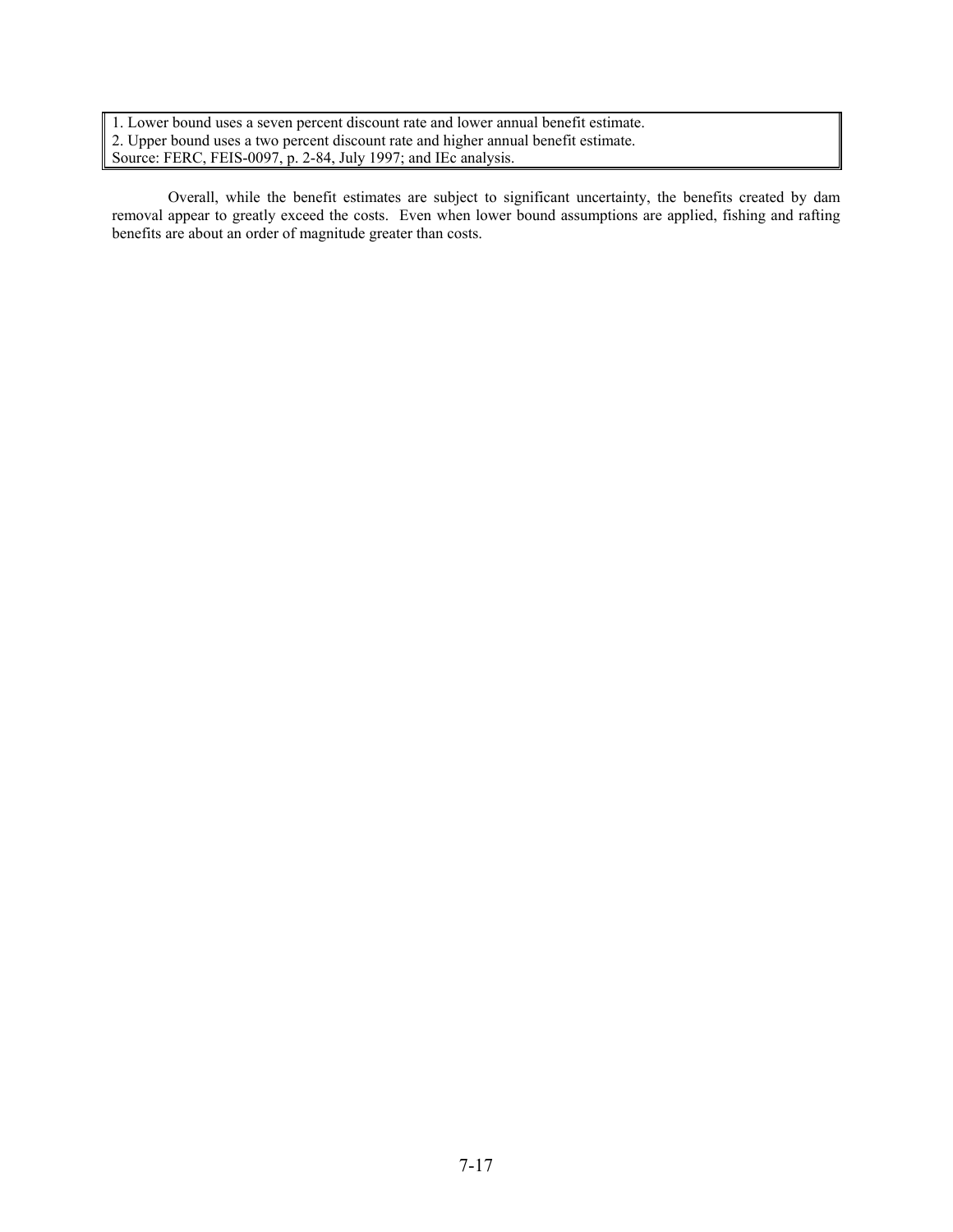| 1. Lower bound uses a seven percent discount rate and lower annual benefit estimate. |
| --- |
| 2. Upper bound uses a two percent discount rate and higher annual benefit estimate. |
| Source: FERC, FEIS-0097, p. 2-84, July 1997; and IEc analysis. |

Overall, while the benefit estimates are subject to significant uncertainty, the benefits created by dam removal appear to greatly exceed the costs. Even when lower bound assumptions are applied, fishing and rafting benefits are about an order of magnitude greater than costs.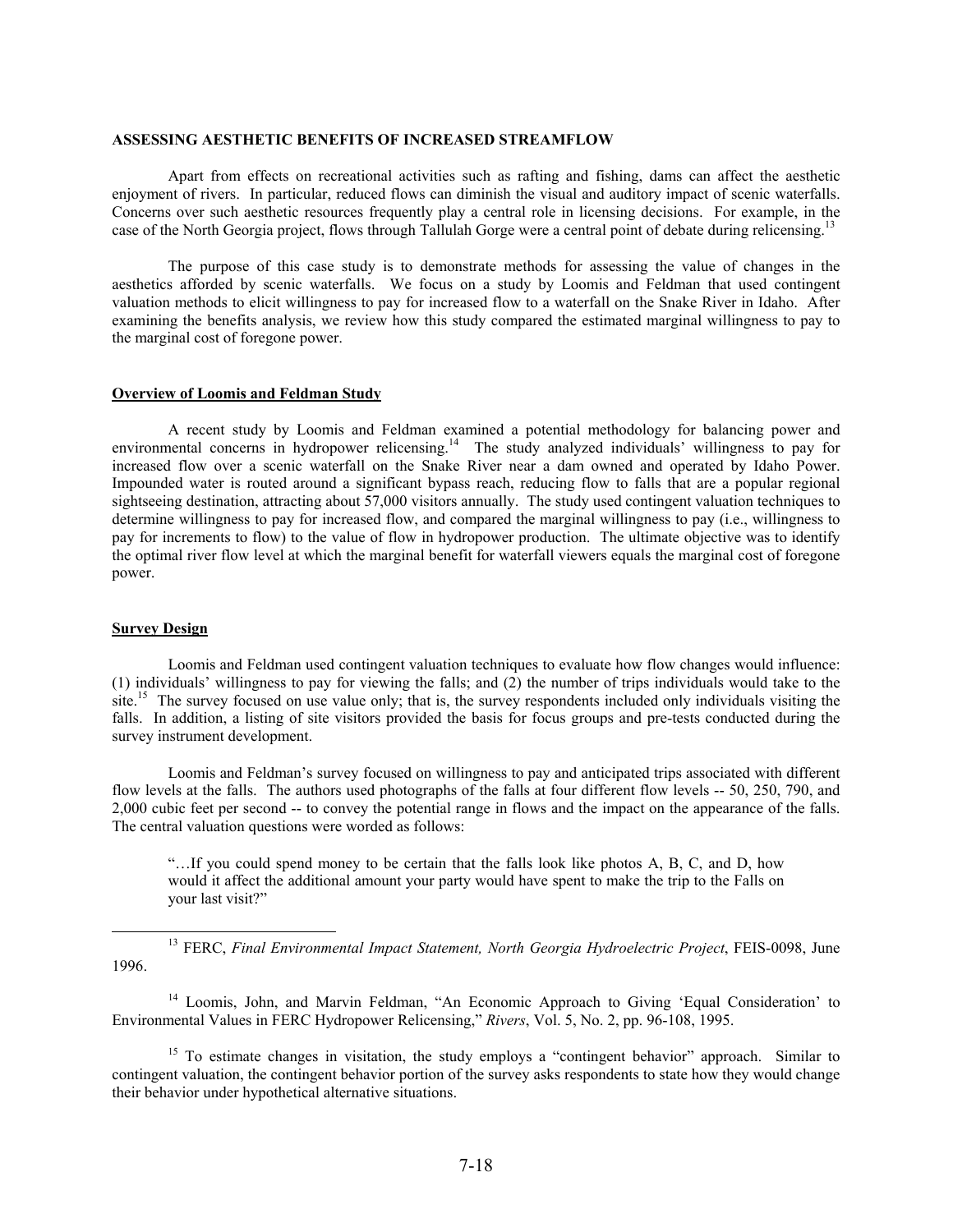## ASSESSING AESTHETIC BENEFITS OF INCREASED STREAMFLOW

Apart from effects on recreational activities such as rafting and fishing, dams can affect the aesthetic enjoyment of rivers. In particular, reduced flows can diminish the visual and auditory impact of scenic waterfalls. Concerns over such aesthetic resources frequently play a central role in licensing decisions. For example, in the case of the North Georgia project, flows through Tallulah Gorge were a central point of debate during relicensing.[13]

The purpose of this case study is to demonstrate methods for assessing the value of changes in the aesthetics afforded by scenic waterfalls. We focus on a study by Loomis and Feldman that used contingent valuation methods to elicit willingness to pay for increased flow to a waterfall on the Snake River in Idaho. After examining the benefits analysis, we review how this study compared the estimated marginal willingness to pay to the marginal cost of foregone power.

### Overview of Loomis and Feldman Study

A recent study by Loomis and Feldman examined a potential methodology for balancing power and environmental concerns in hydropower relicensing.[14] The study analyzed individuals' willingness to pay for increased flow over a scenic waterfall on the Snake River near a dam owned and operated by Idaho Power. Impounded water is routed around a significant bypass reach, reducing flow to falls that are a popular regional sightseeing destination, attracting about 57,000 visitors annually. The study used contingent valuation techniques to determine willingness to pay for increased flow, and compared the marginal willingness to pay (i.e., willingness to pay for increments to flow) to the value of flow in hydropower production. The ultimate objective was to identify the optimal river flow level at which the marginal benefit for waterfall viewers equals the marginal cost of foregone power.

### Survey Design

Loomis and Feldman used contingent valuation techniques to evaluate how flow changes would influence: (1) individuals' willingness to pay for viewing the falls; and (2) the number of trips individuals would take to the site.[15] The survey focused on use value only; that is, the survey respondents included only individuals visiting the falls. In addition, a listing of site visitors provided the basis for focus groups and pre-tests conducted during the survey instrument development.

Loomis and Feldman's survey focused on willingness to pay and anticipated trips associated with different flow levels at the falls. The authors used photographs of the falls at four different flow levels -- 50, 250, 790, and 2,000 cubic feet per second -- to convey the potential range in flows and the impact on the appearance of the falls. The central valuation questions were worded as follows:

> "…If you could spend money to be certain that the falls look like photos A, B, C, and D, how would it affect the additional amount your party would have spent to make the trip to the Falls on your last visit?"

---

[13] FERC, *Final Environmental Impact Statement, North Georgia Hydroelectric Project*, FEIS-0098, June 1996.

[14] Loomis, John, and Marvin Feldman, "An Economic Approach to Giving 'Equal Consideration' to Environmental Values in FERC Hydropower Relicensing," *Rivers*, Vol. 5, No. 2, pp. 96-108, 1995.

[15] To estimate changes in visitation, the study employs a "contingent behavior" approach. Similar to contingent valuation, the contingent behavior portion of the survey asks respondents to state how they would change their behavior under hypothetical alternative situations.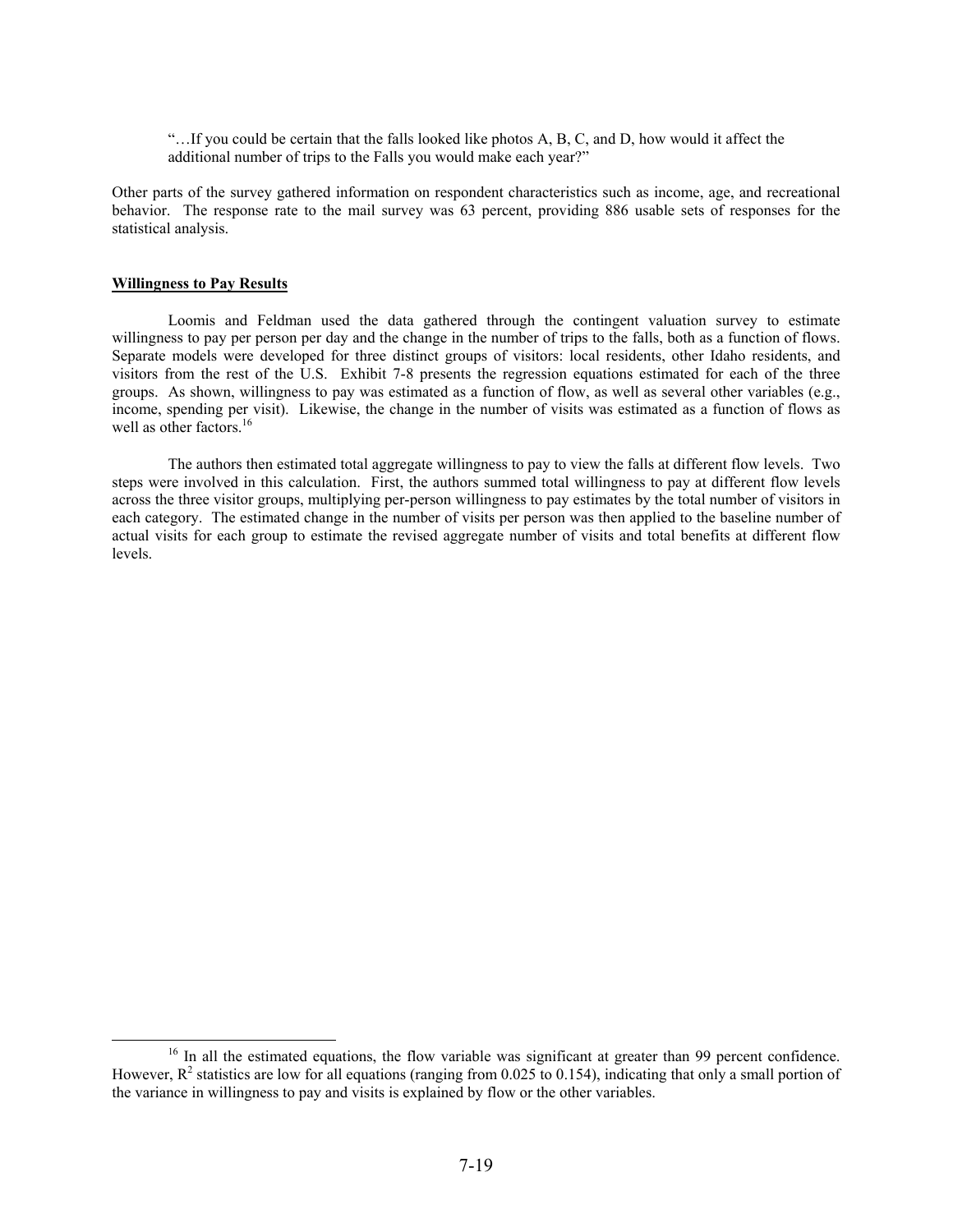> "…If you could be certain that the falls looked like photos A, B, C, and D, how would it affect the additional number of trips to the Falls you would make each year?"

Other parts of the survey gathered information on respondent characteristics such as income, age, and recreational behavior. The response rate to the mail survey was 63 percent, providing 886 usable sets of responses for the statistical analysis.

**Willingness to Pay Results**

Loomis and Feldman used the data gathered through the contingent valuation survey to estimate willingness to pay per person per day and the change in the number of trips to the falls, both as a function of flows. Separate models were developed for three distinct groups of visitors: local residents, other Idaho residents, and visitors from the rest of the U.S. Exhibit 7-8 presents the regression equations estimated for each of the three groups. As shown, willingness to pay was estimated as a function of flow, as well as several other variables (e.g., income, spending per visit). Likewise, the change in the number of visits was estimated as a function of flows as well as other factors.[16]

The authors then estimated total aggregate willingness to pay to view the falls at different flow levels. Two steps were involved in this calculation. First, the authors summed total willingness to pay at different flow levels across the three visitor groups, multiplying per-person willingness to pay estimates by the total number of visitors in each category. The estimated change in the number of visits per person was then applied to the baseline number of actual visits for each group to estimate the revised aggregate number of visits and total benefits at different flow levels.

[16] In all the estimated equations, the flow variable was significant at greater than 99 percent confidence. However, $R^2$ statistics are low for all equations (ranging from 0.025 to 0.154), indicating that only a small portion of the variance in willingness to pay and visits is explained by flow or the other variables.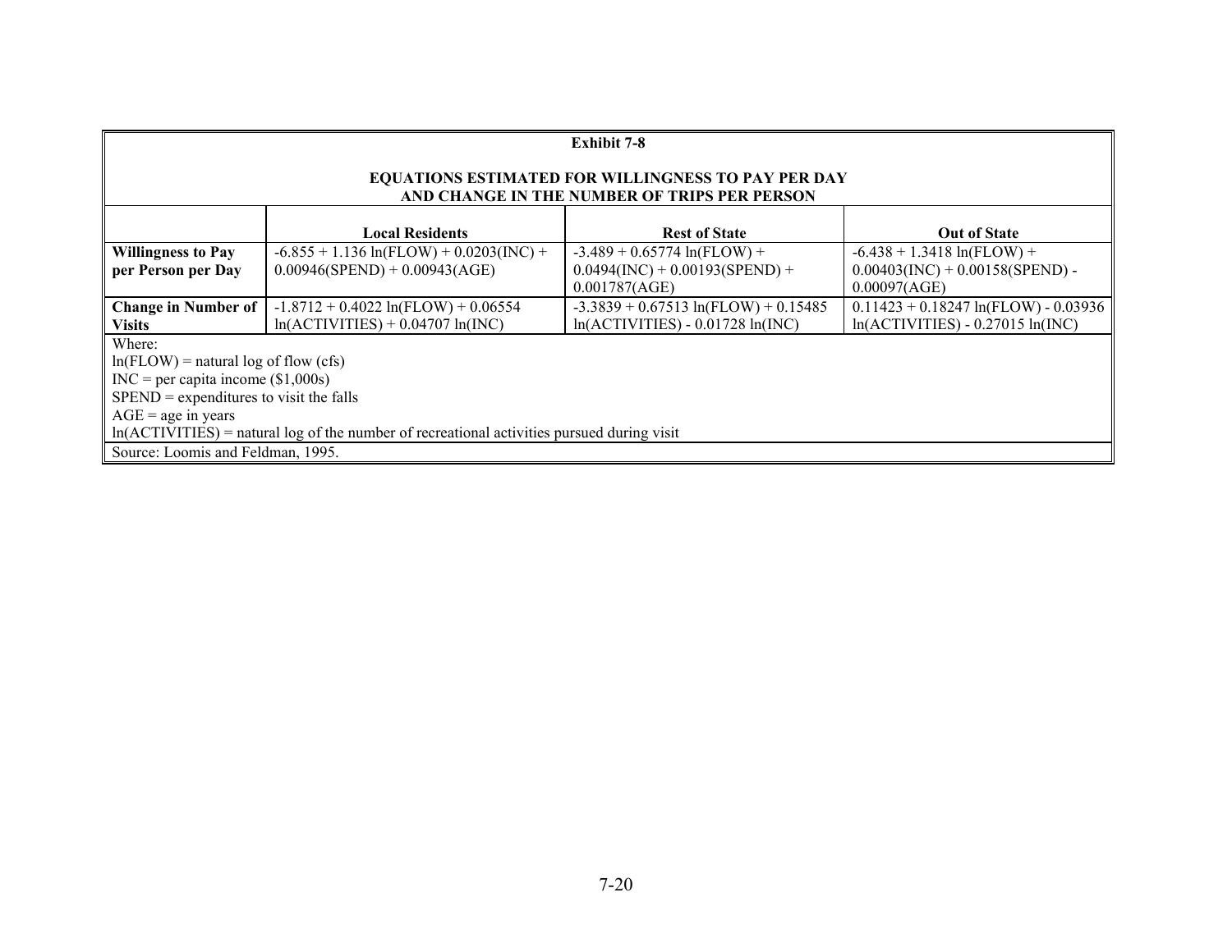**Exhibit 7-8**

**EQUATIONS ESTIMATED FOR WILLINGNESS TO PAY PER DAY AND CHANGE IN THE NUMBER OF TRIPS PER PERSON**

| | Local Residents | Rest of State | Out of State |
|---|---|---|---|
| **Willingness to Pay per Person per Day** | -6.855 + 1.136 ln(FLOW) + 0.0203(INC) + 0.00946(SPEND) + 0.00943(AGE) | -3.489 + 0.65774 ln(FLOW) + 0.0494(INC) + 0.00193(SPEND) + 0.001787(AGE) | -6.438 + 1.3418 ln(FLOW) + 0.00403(INC) + 0.00158(SPEND) - 0.00097(AGE) |
| **Change in Number of Visits** | -1.8712 + 0.4022 ln(FLOW) + 0.06554 ln(ACTIVITIES) + 0.04707 ln(INC) | -3.3839 + 0.67513 ln(FLOW) + 0.15485 ln(ACTIVITIES) - 0.01728 ln(INC) | 0.11423 + 0.18247 ln(FLOW) - 0.03936 ln(ACTIVITIES) - 0.27015 ln(INC) |

Where:
ln(FLOW) = natural log of flow (cfs)
INC = per capita income ($1,000s)
SPEND = expenditures to visit the falls
AGE = age in years
ln(ACTIVITIES) = natural log of the number of recreational activities pursued during visit

Source: Loomis and Feldman, 1995.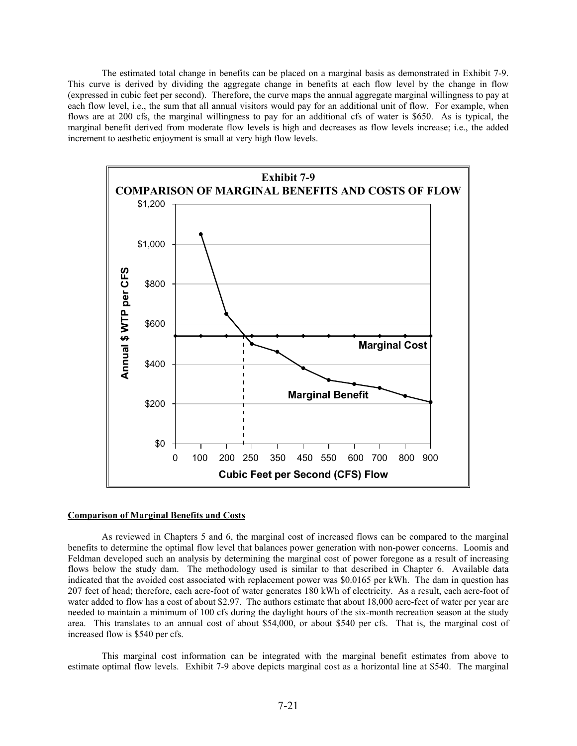The estimated total change in benefits can be placed on a marginal basis as demonstrated in Exhibit 7-9. This curve is derived by dividing the aggregate change in benefits at each flow level by the change in flow (expressed in cubic feet per second). Therefore, the curve maps the annual aggregate marginal willingness to pay at each flow level, i.e., the sum that all annual visitors would pay for an additional unit of flow. For example, when flows are at 200 cfs, the marginal willingness to pay for an additional cfs of water is $650. As is typical, the marginal benefit derived from moderate flow levels is high and decreases as flow levels increase; i.e., the added increment to aesthetic enjoyment is small at very high flow levels.

**Exhibit 7-9**
**COMPARISON OF MARGINAL BENEFITS AND COSTS OF FLOW**

### Comparison of Marginal Benefits and Costs

As reviewed in Chapters 5 and 6, the marginal cost of increased flows can be compared to the marginal benefits to determine the optimal flow level that balances power generation with non-power concerns. Loomis and Feldman developed such an analysis by determining the marginal cost of power foregone as a result of increasing flows below the study dam. The methodology used is similar to that described in Chapter 6. Available data indicated that the avoided cost associated with replacement power was $0.0165 per kWh. The dam in question has 207 feet of head; therefore, each acre-foot of water generates 180 kWh of electricity. As a result, each acre-foot of water added to flow has a cost of about $2.97. The authors estimate that about 18,000 acre-feet of water per year are needed to maintain a minimum of 100 cfs during the daylight hours of the six-month recreation season at the study area. This translates to an annual cost of about $54,000, or about $540 per cfs. That is, the marginal cost of increased flow is $540 per cfs.

This marginal cost information can be integrated with the marginal benefit estimates from above to estimate optimal flow levels. Exhibit 7-9 above depicts marginal cost as a horizontal line at $540. The marginal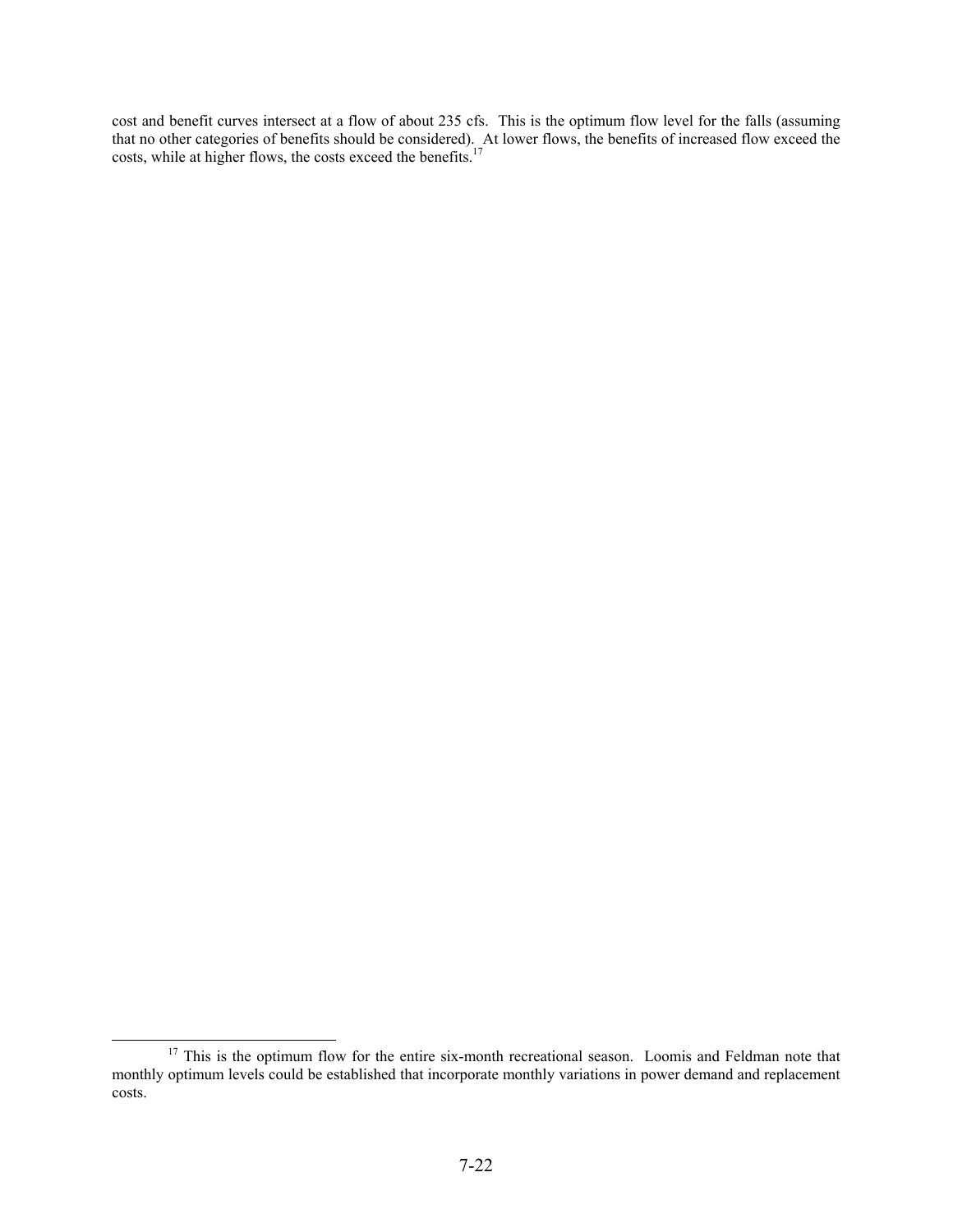cost and benefit curves intersect at a flow of about 235 cfs. This is the optimum flow level for the falls (assuming that no other categories of benefits should be considered). At lower flows, the benefits of increased flow exceed the costs, while at higher flows, the costs exceed the benefits.[17]

[17] This is the optimum flow for the entire six-month recreational season. Loomis and Feldman note that monthly optimum levels could be established that incorporate monthly variations in power demand and replacement costs.